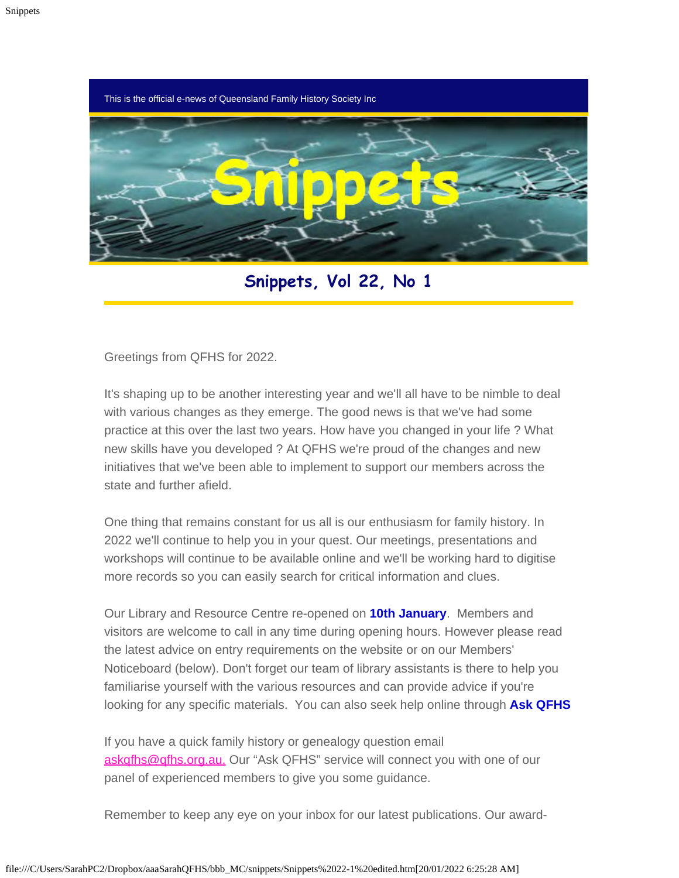This is the official e-news of Queensland Family History Society Inc

# Snippets, Vol 22, No 1

Greetings from QFHS for 2022.

It's shaping up to be another interesting year and we'll all have to be nimble to deal with various changes as they emerge. The good news is that we've had some practice at this over the last two years. How have you changed in your life ? What new skills have you developed ? At QFHS we're proud of the changes and new initiatives that we've been able to implement to support our members across the state and further afield.

One thing that remains constant for us all is our enthusiasm for family history. In 2022 we'll continue to help you in your quest. Our meetings, presentations and workshops will continue to be available online and we'll be working hard to digitise more records so you can easily search for critical information and clues.

Our Library and Resource Centre re-opened on **10th January**. Members and visitors are welcome to call in any time during opening hours. However please read the latest advice on entry requirements on the website or on our Members' Noticeboard (below). Don't forget our team of library assistants is there to help you familiarise yourself with the various resources and can provide advice if you're looking for any specific materials. You can also seek help online through **Ask QFHS**

If you have a quick family history or genealogy question email askqfhs@qfhs.org.au. Our "Ask QFHS" service will connect you with one of our panel of experienced members to give you some guidance.

Remember to keep any eye on your inbox for our latest publications. Our award-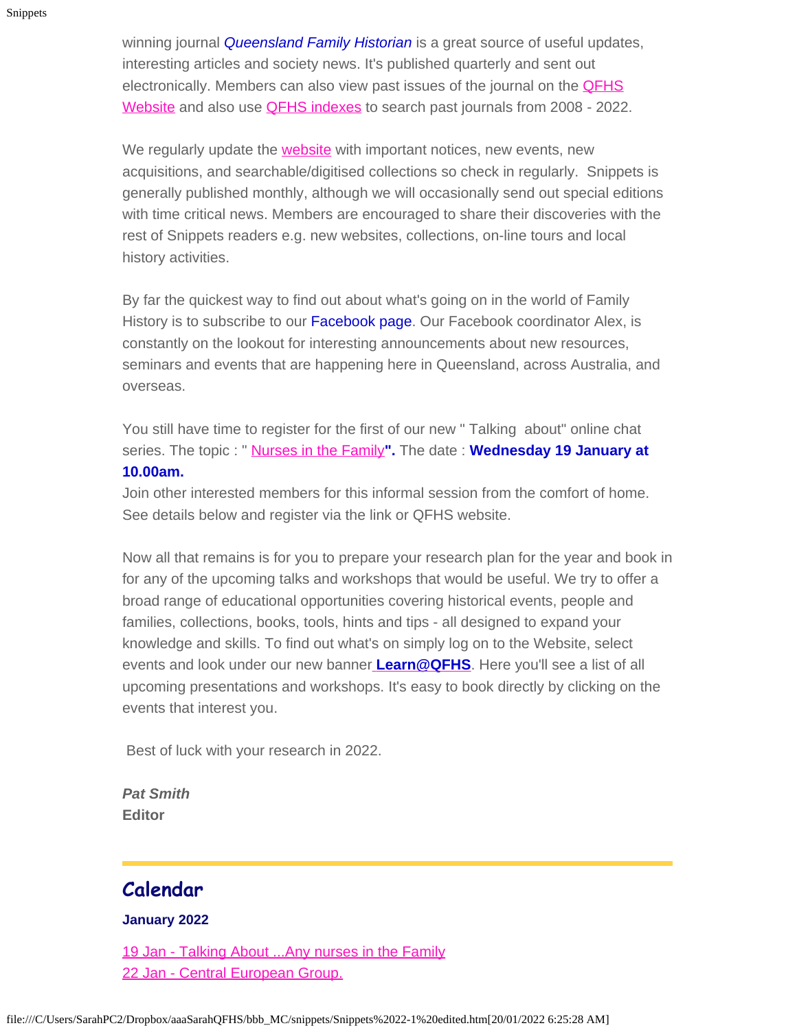winning journal *Queensland Family Historian* is a great source of useful updates, interesting articles and society news. It's published quarterly and sent out electronically. Members can also view past issues of the journal on the QFHS Website and also use QFHS indexes to search past journals from 2008 - 2022.

We regularly update the website with important notices, new events, new acquisitions, and searchable/digitised collections so check in regularly. Snippets is generally published monthly, although we will occasionally send out special editions with time critical news. Members are encouraged to share their discoveries with the rest of Snippets readers e.g. new websites, collections, on-line tours and local history activities.

By far the quickest way to find out about what's going on in the world of Family History is to subscribe to our Facebook page. Our Facebook coordinator Alex, is constantly on the lookout for interesting announcements about new resources, seminars and events that are happening here in Queensland, across Australia, and overseas.

You still have time to register for the first of our new " Talking about" online chat series. The topic : " Nurses in the Family**".** The date : **Wednesday 19 January at 10.00am.**
Join other interested members for this informal session from the comfort of home. See details below and register via the link or QFHS website.

Now all that remains is for you to prepare your research plan for the year and book in for any of the upcoming talks and workshops that would be useful. We try to offer a broad range of educational opportunities covering historical events, people and families, collections, books, tools, hints and tips - all designed to expand your knowledge and skills. To find out what's on simply log on to the Website, select events and look under our new banner **Learn@QFHS**. Here you'll see a list of all upcoming presentations and workshops. It's easy to book directly by clicking on the events that interest you.

Best of luck with your research in 2022.

***Pat Smith***
**Editor**

---

## Calendar

**January 2022**

19 Jan - Talking About ...Any nurses in the Family
22 Jan - Central European Group.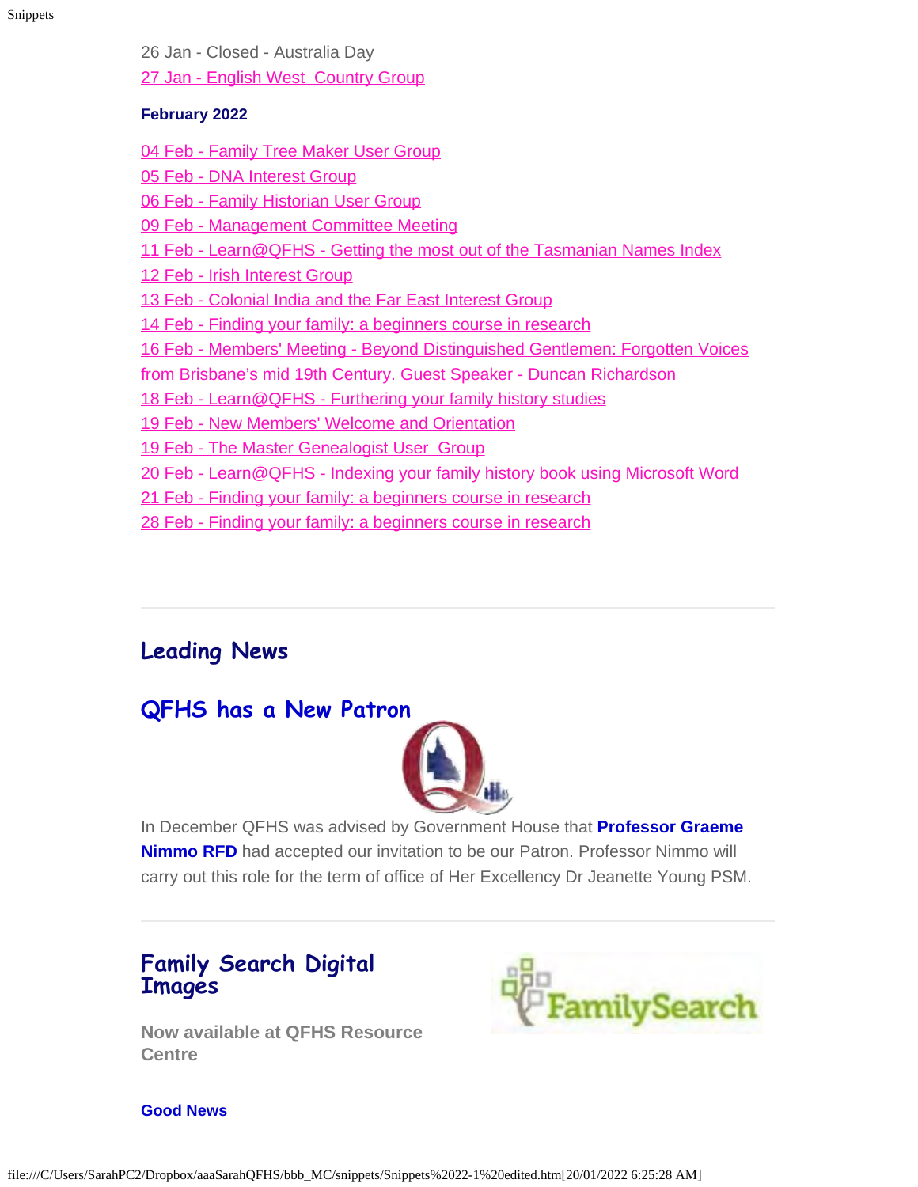26 Jan - Closed - Australia Day
27 Jan - English West  Country Group

**February 2022**

04 Feb - Family Tree Maker User Group
05 Feb - DNA Interest Group
06 Feb - Family Historian User Group
09 Feb - Management Committee Meeting
11 Feb - Learn@QFHS - Getting the most out of the Tasmanian Names Index
12 Feb - Irish Interest Group
13 Feb - Colonial India and the Far East Interest Group
14 Feb - Finding your family: a beginners course in research
16 Feb - Members' Meeting - Beyond Distinguished Gentlemen: Forgotten Voices from Brisbane's mid 19th Century. Guest Speaker - Duncan Richardson
18 Feb - Learn@QFHS - Furthering your family history studies
19 Feb - New Members' Welcome and Orientation
19 Feb - The Master Genealogist User  Group
20 Feb - Learn@QFHS - Indexing your family history book using Microsoft Word
21 Feb - Finding your family: a beginners course in research
28 Feb - Finding your family: a beginners course in research

---

## Leading News

## QFHS has a New Patron

In December QFHS was advised by Government House that **Professor Graeme Nimmo RFD** had accepted our invitation to be our Patron. Professor Nimmo will carry out this role for the term of office of Her Excellency Dr Jeanette Young PSM.

---

## Family Search Digital Images

**Now available at QFHS Resource Centre**

**Good News**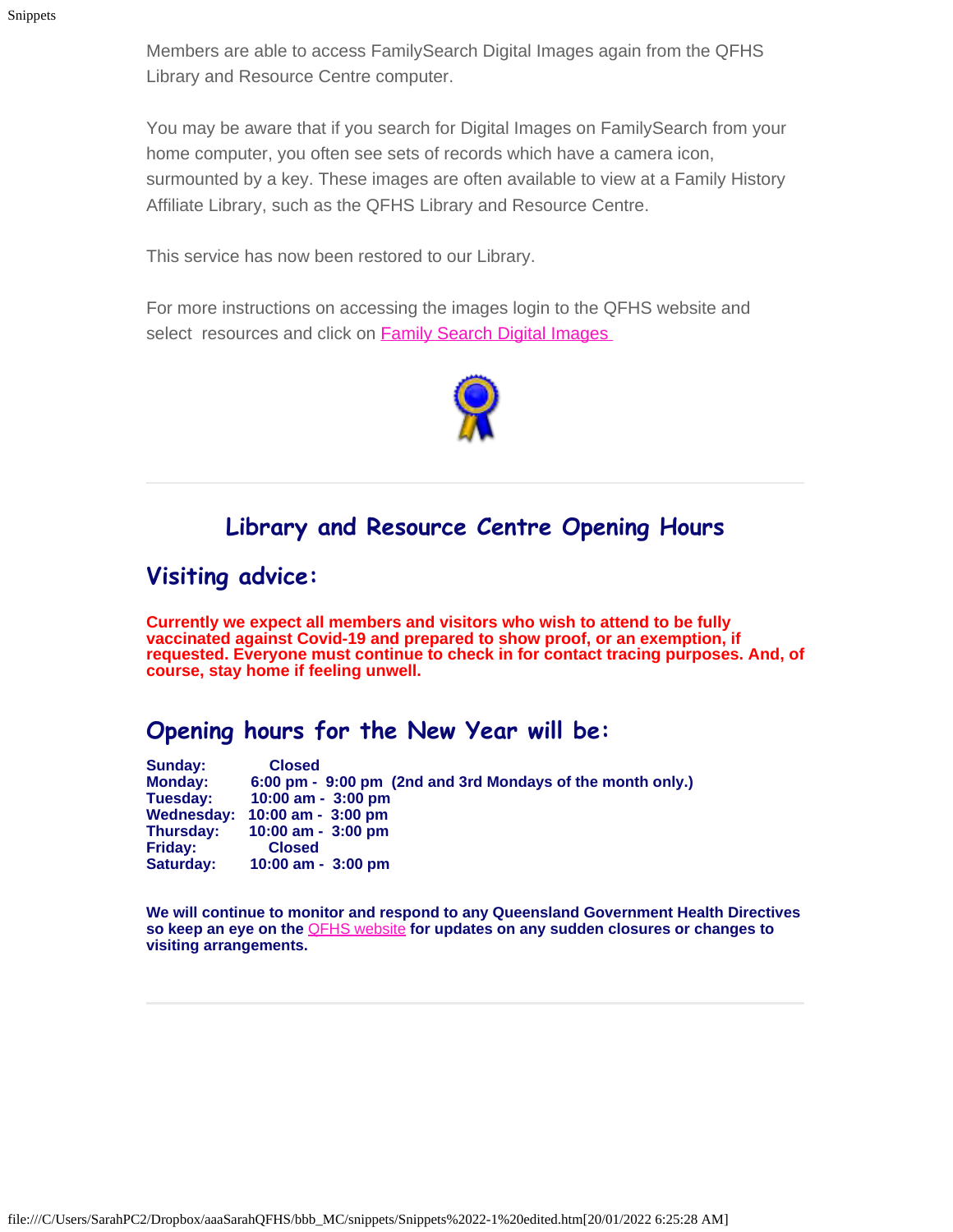Members are able to access FamilySearch Digital Images again from the QFHS Library and Resource Centre computer.

You may be aware that if you search for Digital Images on FamilySearch from your home computer, you often see sets of records which have a camera icon, surmounted by a key. These images are often available to view at a Family History Affiliate Library, such as the QFHS Library and Resource Centre.

This service has now been restored to our Library.

For more instructions on accessing the images login to the QFHS website and select resources and click on Family Search Digital Images

---

## Library and Resource Centre Opening Hours

### Visiting advice:

**Currently we expect all members and visitors who wish to attend to be fully vaccinated against Covid-19 and prepared to show proof, or an exemption, if requested. Everyone must continue to check in for contact tracing purposes. And, of course, stay home if feeling unwell.**

### Opening hours for the New Year will be:

**Sunday:** Closed
**Monday:** 6:00 pm - 9:00 pm (2nd and 3rd Mondays of the month only.)
**Tuesday:** 10:00 am - 3:00 pm
**Wednesday:** 10:00 am - 3:00 pm
**Thursday:** 10:00 am - 3:00 pm
**Friday:** Closed
**Saturday:** 10:00 am - 3:00 pm

**We will continue to monitor and respond to any Queensland Government Health Directives so keep an eye on the QFHS website for updates on any sudden closures or changes to visiting arrangements.**

---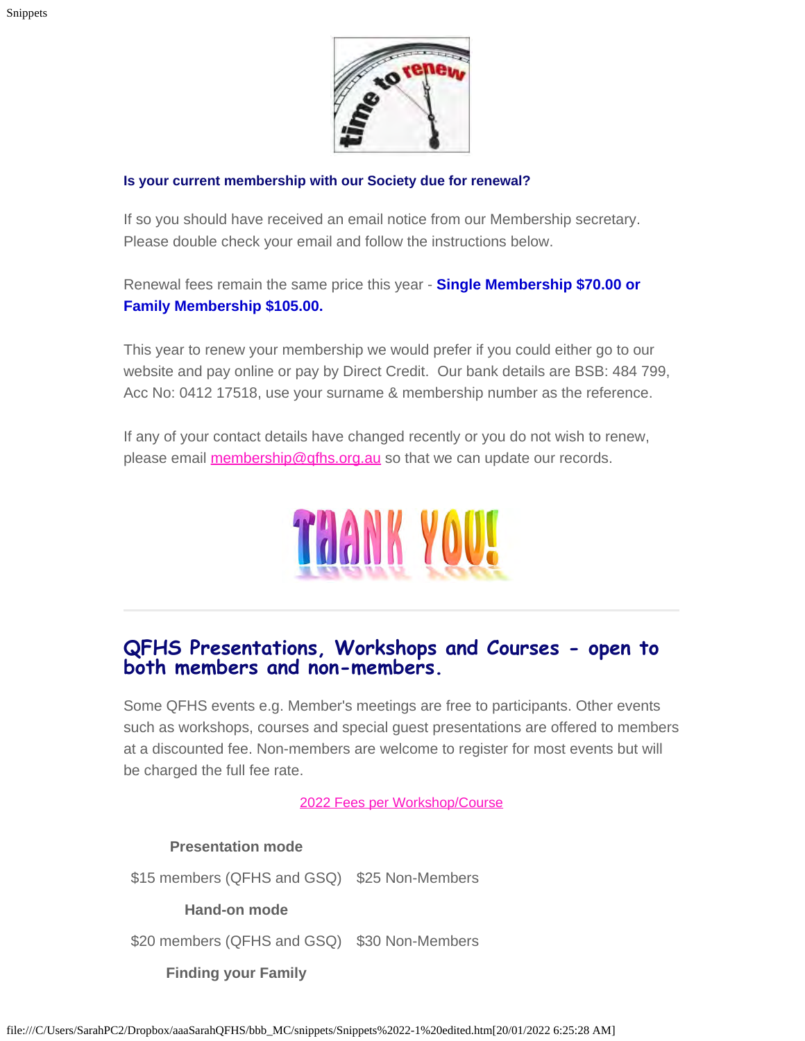**Is your current membership with our Society due for renewal?**

If so you should have received an email notice from our Membership secretary. Please double check your email and follow the instructions below.

Renewal fees remain the same price this year - **Single Membership $70.00 or Family Membership $105.00.**

This year to renew your membership we would prefer if you could either go to our website and pay online or pay by Direct Credit. Our bank details are BSB: 484 799, Acc No: 0412 17518, use your surname & membership number as the reference.

If any of your contact details have changed recently or you do not wish to renew, please email membership@qfhs.org.au so that we can update our records.

---

## QFHS Presentations, Workshops and Courses - open to both members and non-members.

Some QFHS events e.g. Member's meetings are free to participants. Other events such as workshops, courses and special guest presentations are offered to members at a discounted fee. Non-members are welcome to register for most events but will be charged the full fee rate.

2022 Fees per Workshop/Course

| Presentation mode | |
|---|---|
| $15 members (QFHS and GSQ) | $25 Non-Members |
| **Hand-on mode** | |
| $20 members (QFHS and GSQ) | $30 Non-Members |
| **Finding your Family** | |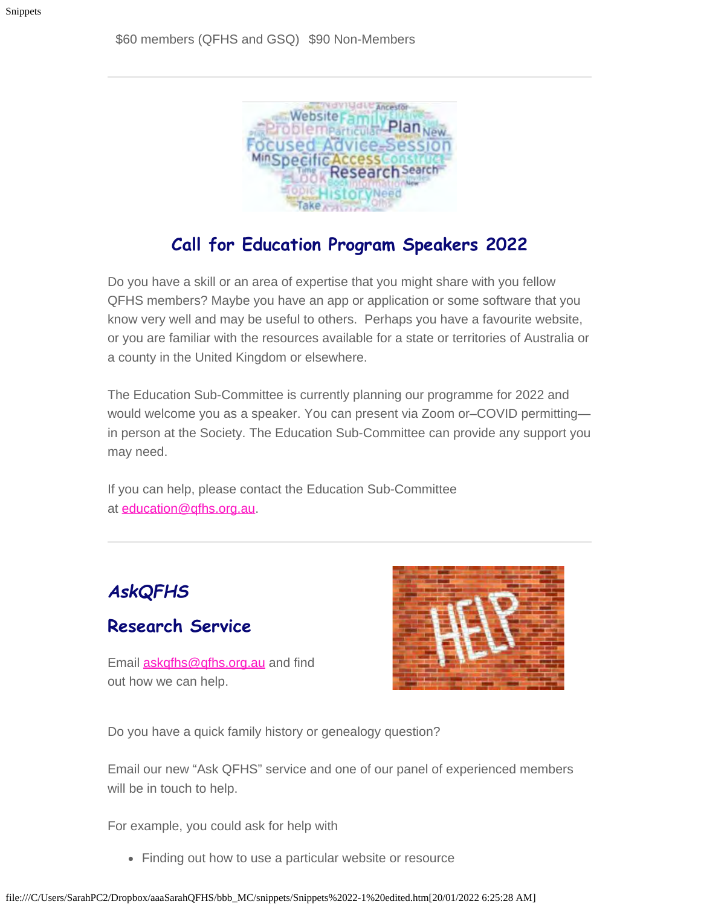$60 members (QFHS and GSQ)   $90 Non-Members

---

## Call for Education Program Speakers 2022

Do you have a skill or an area of expertise that you might share with you fellow QFHS members? Maybe you have an app or application or some software that you know very well and may be useful to others.  Perhaps you have a favourite website, or you are familiar with the resources available for a state or territories of Australia or a county in the United Kingdom or elsewhere.

The Education Sub-Committee is currently planning our programme for 2022 and would welcome you as a speaker. You can present via Zoom or–COVID permitting—in person at the Society. The Education Sub-Committee can provide any support you may need.

If you can help, please contact the Education Sub-Committee at education@qfhs.org.au.

---

## *AskQFHS*

## Research Service

Email askqfhs@qfhs.org.au and find out how we can help.

Do you have a quick family history or genealogy question?

Email our new “Ask QFHS” service and one of our panel of experienced members will be in touch to help.

For example, you could ask for help with

- Finding out how to use a particular website or resource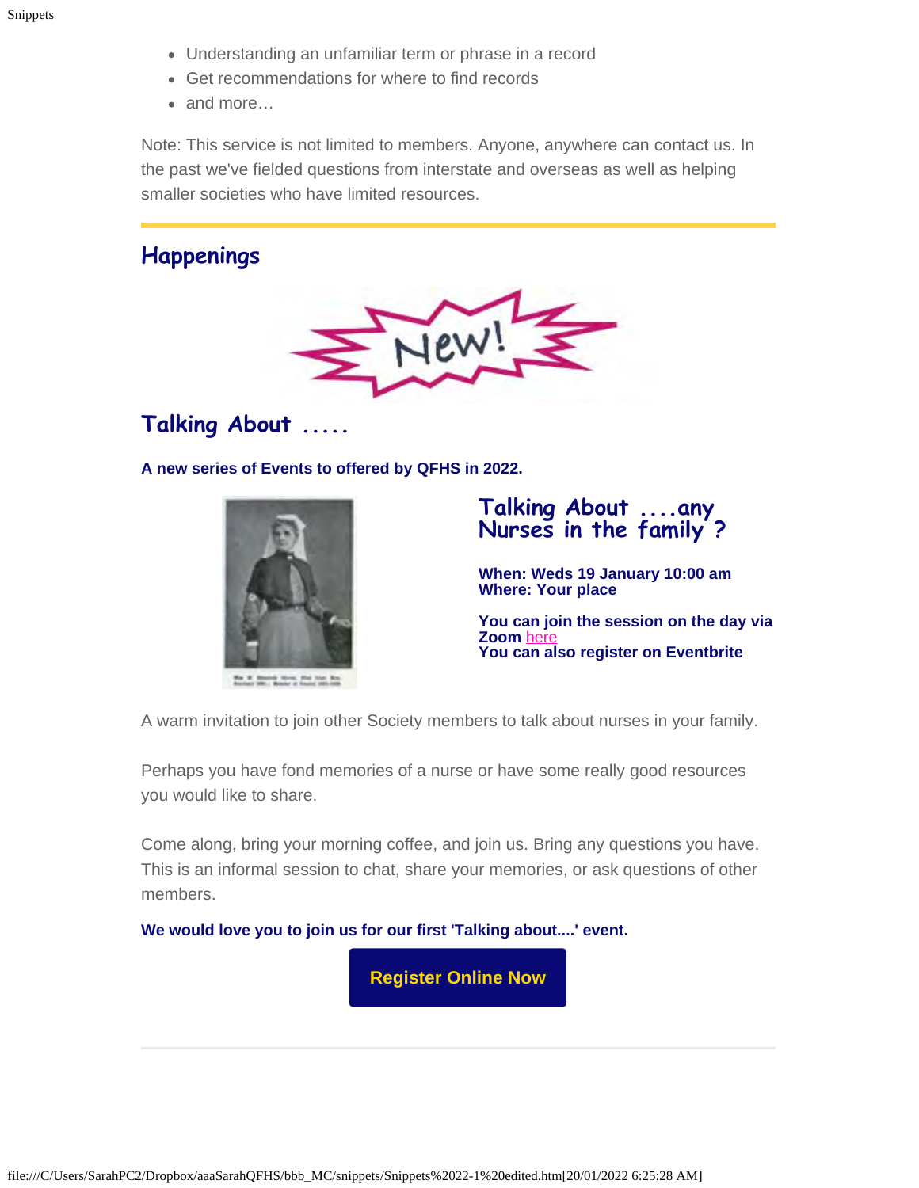- Understanding an unfamiliar term or phrase in a record
- Get recommendations for where to find records
- and more…

Note: This service is not limited to members. Anyone, anywhere can contact us. In the past we've fielded questions from interstate and overseas as well as helping smaller societies who have limited resources.

## Happenings

New!

## Talking About .....

**A new series of Events to offered by QFHS in 2022.**

### Talking About ....any Nurses in the family ?

**When: Weds 19 January 10:00 am**
**Where: Your place**

**You can join the session on the day via Zoom here**
**You can also register on Eventbrite**

A warm invitation to join other Society members to talk about nurses in your family.

Perhaps you have fond memories of a nurse or have some really good resources you would like to share.

Come along, bring your morning coffee, and join us. Bring any questions you have. This is an informal session to chat, share your memories, or ask questions of other members.

**We would love you to join us for our first 'Talking about....' event.**

**Register Online Now**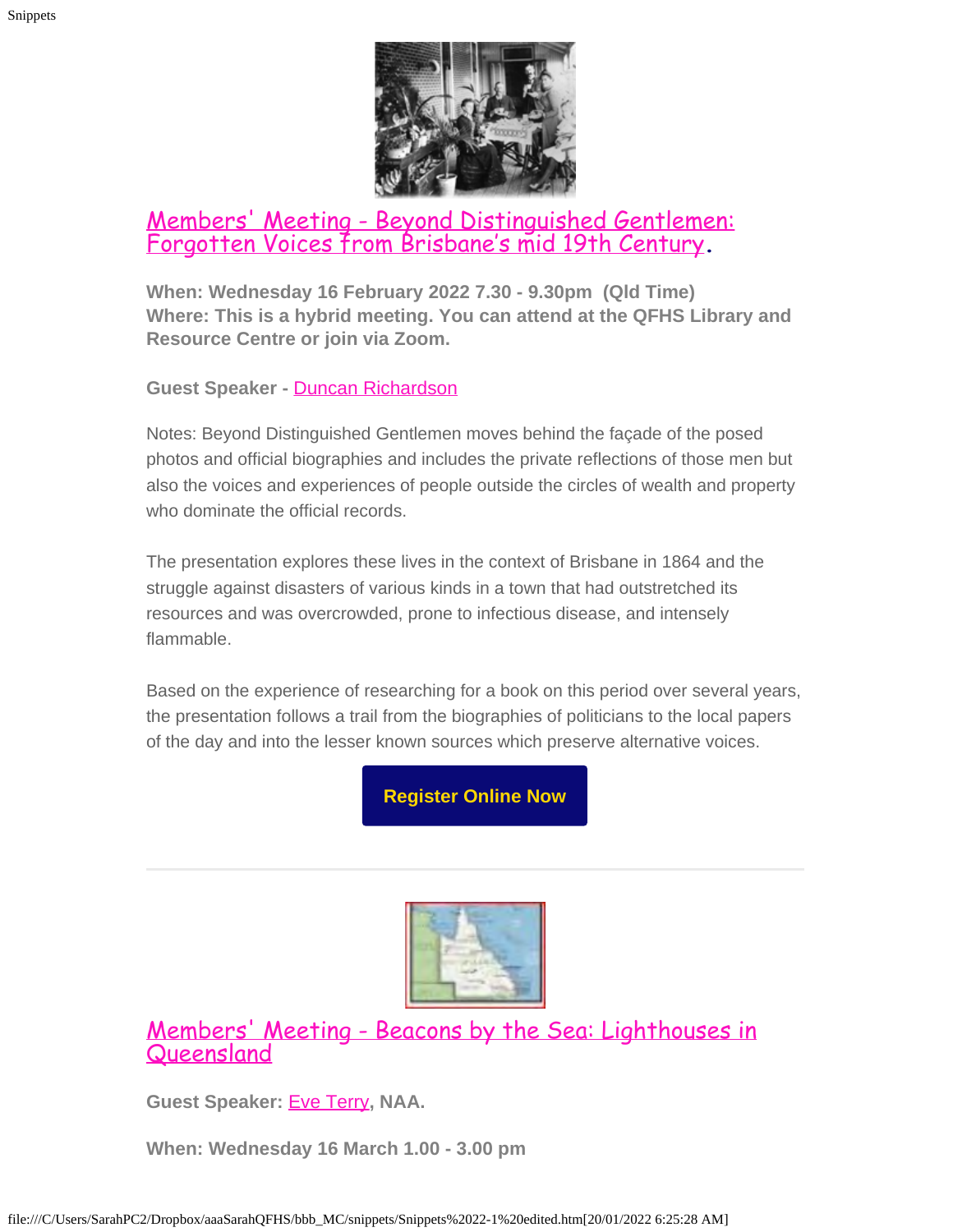## Members' Meeting - Beyond Distinguished Gentlemen: Forgotten Voices from Brisbane's mid 19th Century.

**When: Wednesday 16 February 2022 7.30 - 9.30pm (Qld Time)**
**Where: This is a hybrid meeting. You can attend at the QFHS Library and Resource Centre or join via Zoom.**

**Guest Speaker -** Duncan Richardson

Notes: Beyond Distinguished Gentlemen moves behind the façade of the posed photos and official biographies and includes the private reflections of those men but also the voices and experiences of people outside the circles of wealth and property who dominate the official records.

The presentation explores these lives in the context of Brisbane in 1864 and the struggle against disasters of various kinds in a town that had outstretched its resources and was overcrowded, prone to infectious disease, and intensely flammable.

Based on the experience of researching for a book on this period over several years, the presentation follows a trail from the biographies of politicians to the local papers of the day and into the lesser known sources which preserve alternative voices.

**Register Online Now**

---

## Members' Meeting - Beacons by the Sea: Lighthouses in Queensland

**Guest Speaker:** Eve Terry**, NAA.**

**When: Wednesday 16 March 1.00 - 3.00 pm**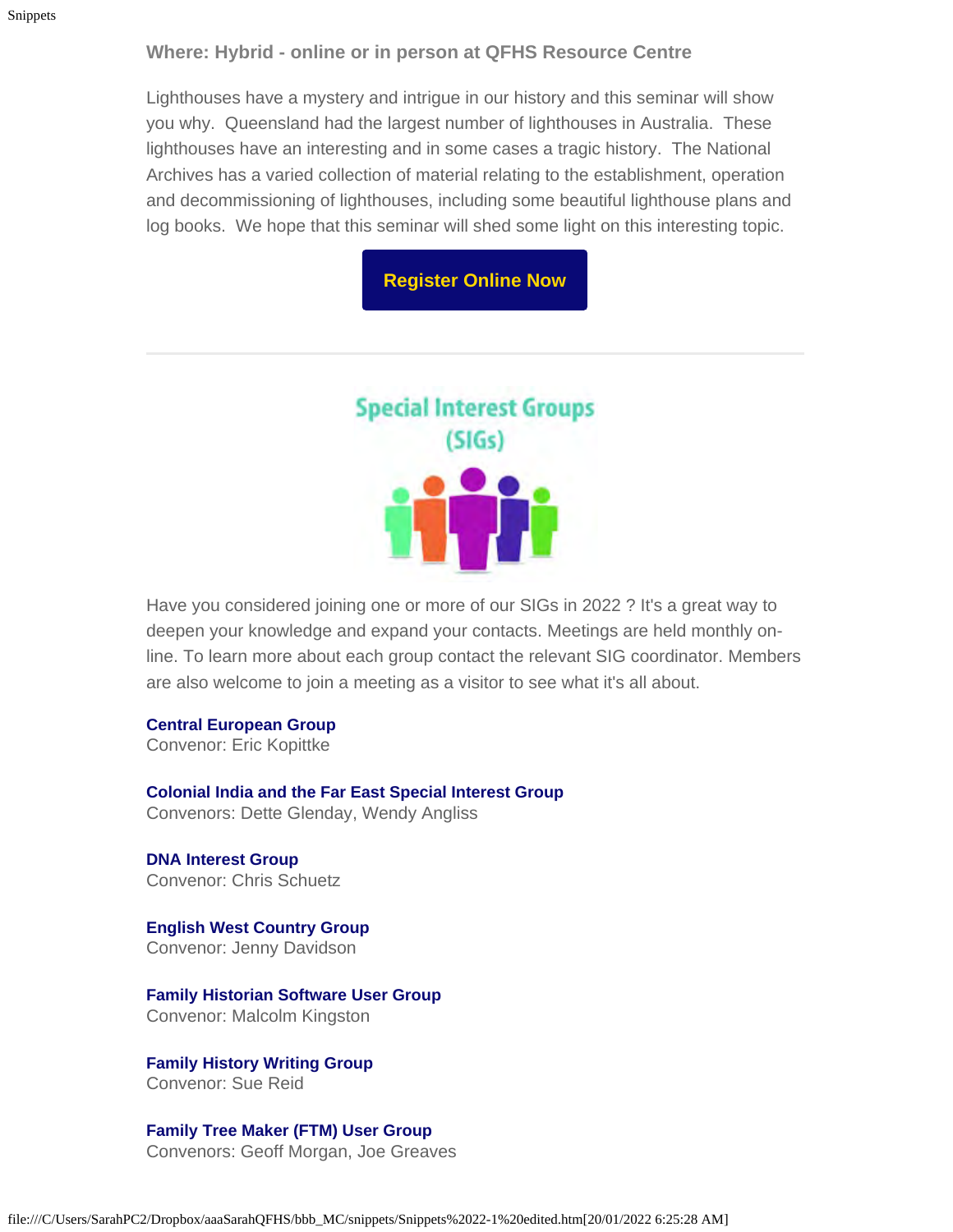**Where: Hybrid - online or in person at QFHS Resource Centre**

Lighthouses have a mystery and intrigue in our history and this seminar will show you why. Queensland had the largest number of lighthouses in Australia. These lighthouses have an interesting and in some cases a tragic history. The National Archives has a varied collection of material relating to the establishment, operation and decommissioning of lighthouses, including some beautiful lighthouse plans and log books. We hope that this seminar will shed some light on this interesting topic.

**Register Online Now**

---

## Special Interest Groups (SIGs)

Have you considered joining one or more of our SIGs in 2022 ? It's a great way to deepen your knowledge and expand your contacts. Meetings are held monthly on-line. To learn more about each group contact the relevant SIG coordinator. Members are also welcome to join a meeting as a visitor to see what it's all about.

**Central European Group**
Convenor: Eric Kopittke

**Colonial India and the Far East Special Interest Group**
Convenors: Dette Glenday, Wendy Angliss

**DNA Interest Group**
Convenor: Chris Schuetz

**English West Country Group**
Convenor: Jenny Davidson

**Family Historian Software User Group**
Convenor: Malcolm Kingston

**Family History Writing Group**
Convenor: Sue Reid

**Family Tree Maker (FTM) User Group**
Convenors: Geoff Morgan, Joe Greaves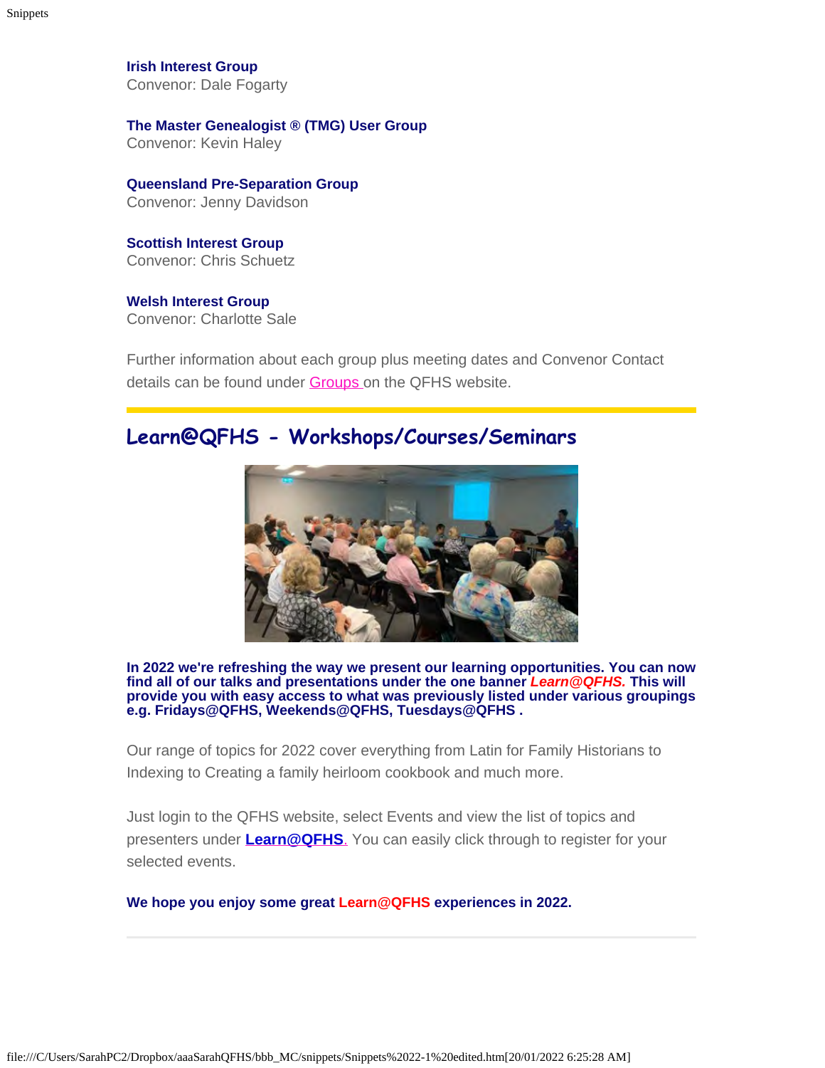**Irish Interest Group**
Convenor: Dale Fogarty

**The Master Genealogist ® (TMG) User Group**
Convenor: Kevin Haley

**Queensland Pre-Separation Group**
Convenor: Jenny Davidson

**Scottish Interest Group**
Convenor: Chris Schuetz

**Welsh Interest Group**
Convenor: Charlotte Sale

Further information about each group plus meeting dates and Convenor Contact details can be found under Groups on the QFHS website.

---

## Learn@QFHS - Workshops/Courses/Seminars

**In 2022 we're refreshing the way we present our learning opportunities. You can now find all of our talks and presentations under the one banner *Learn@QFHS*. This will provide you with easy access to what was previously listed under various groupings e.g. Fridays@QFHS, Weekends@QFHS, Tuesdays@QFHS .**

Our range of topics for 2022 cover everything from Latin for Family Historians to Indexing to Creating a family heirloom cookbook and much more.

Just login to the QFHS website, select Events and view the list of topics and presenters under **Learn@QFHS**. You can easily click through to register for your selected events.

**We hope you enjoy some great Learn@QFHS experiences in 2022.**

---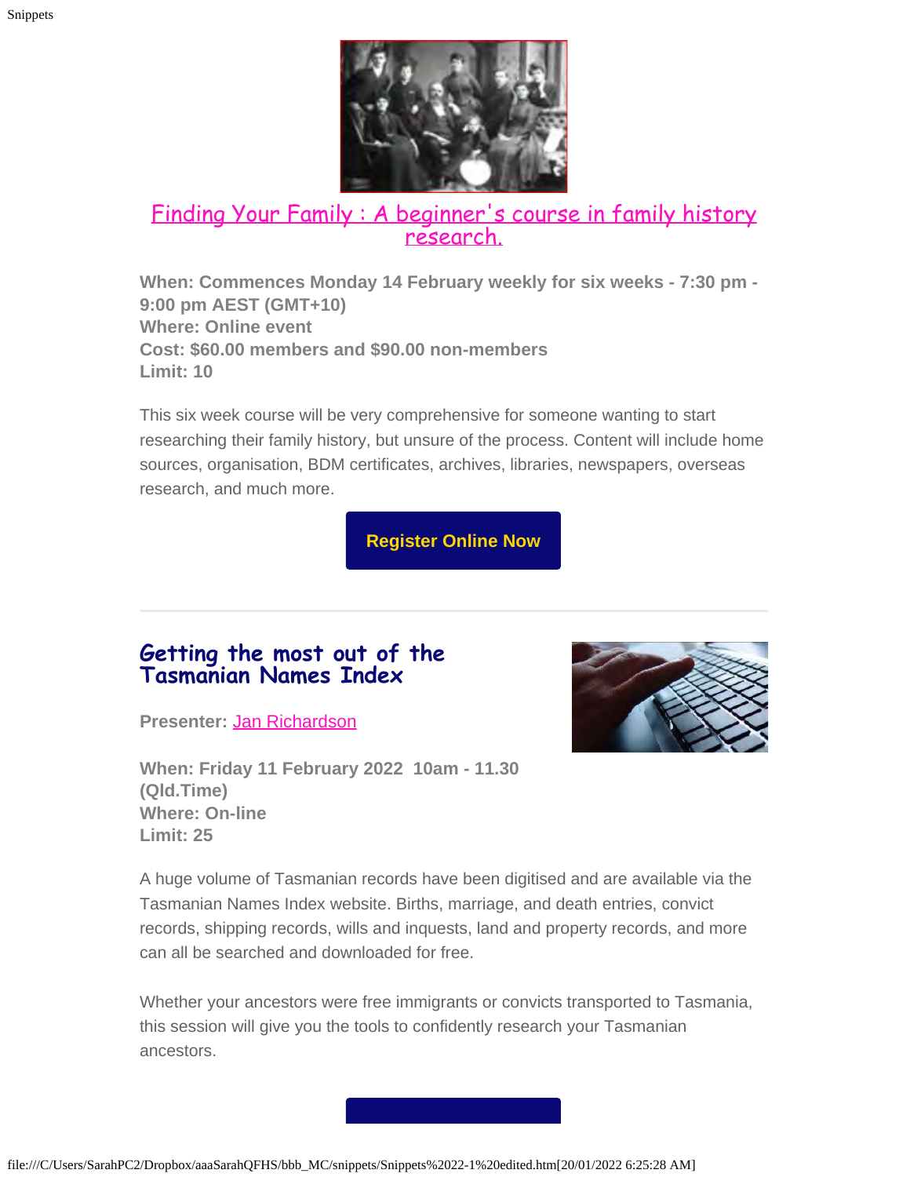## Finding Your Family : A beginner's course in family history research.

**When: Commences Monday 14 February weekly for six weeks - 7:30 pm - 9:00 pm AEST (GMT+10)**
**Where: Online event**
**Cost: $60.00 members and $90.00 non-members**
**Limit: 10**

This six week course will be very comprehensive for someone wanting to start researching their family history, but unsure of the process. Content will include home sources, organisation, BDM certificates, archives, libraries, newspapers, overseas research, and much more.

**Register Online Now**

---

## Getting the most out of the Tasmanian Names Index

**Presenter:** Jan Richardson

**When: Friday 11 February 2022 10am - 11.30 (Qld.Time)**
**Where: On-line**
**Limit: 25**

A huge volume of Tasmanian records have been digitised and are available via the Tasmanian Names Index website. Births, marriage, and death entries, convict records, shipping records, wills and inquests, land and property records, and more can all be searched and downloaded for free.

Whether your ancestors were free immigrants or convicts transported to Tasmania, this session will give you the tools to confidently research your Tasmanian ancestors.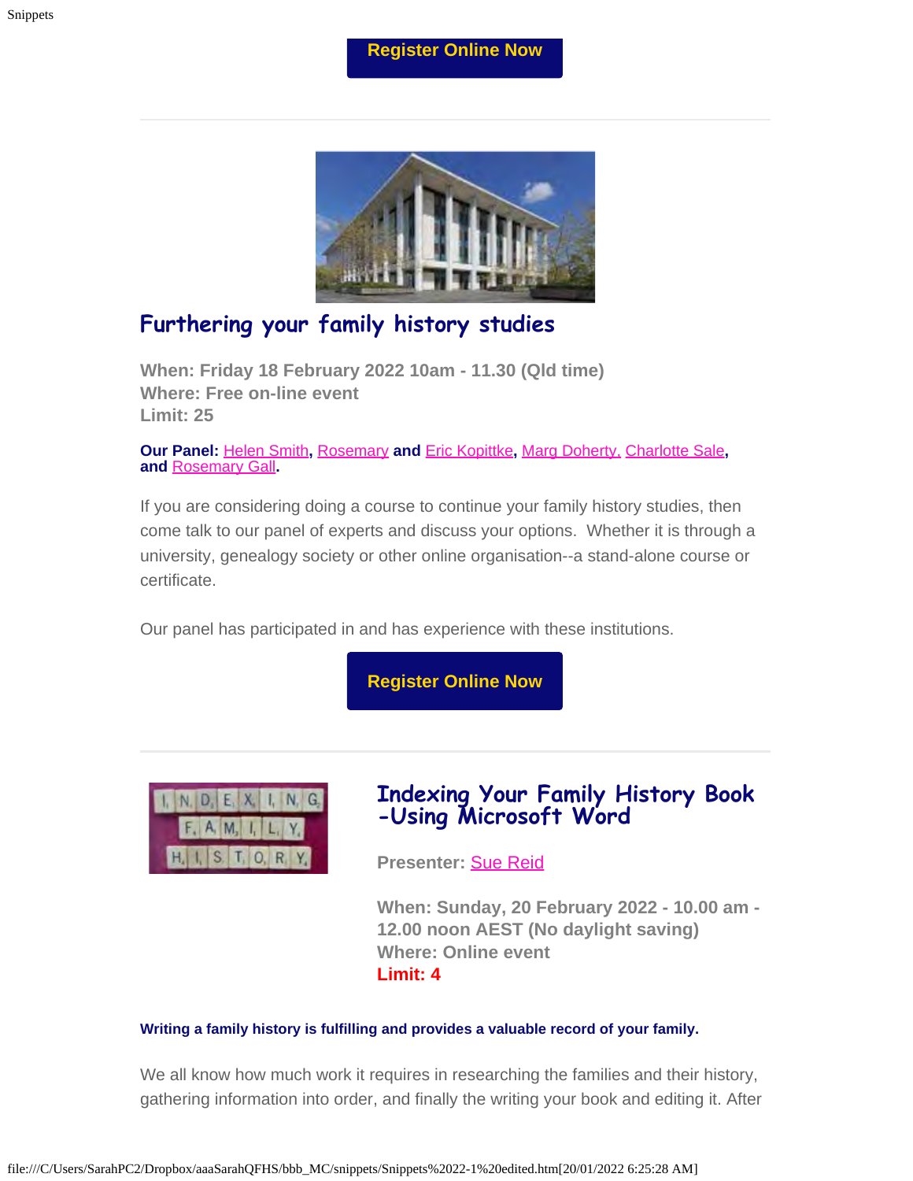Register Online Now

## Furthering your family history studies

**When: Friday 18 February 2022 10am - 11.30 (Qld time)**
**Where: Free on-line event**
**Limit: 25**

**Our Panel:** Helen Smith, Rosemary and Eric Kopittke, Marg Doherty, Charlotte Sale, and Rosemary Gall.

If you are considering doing a course to continue your family history studies, then come talk to our panel of experts and discuss your options. Whether it is through a university, genealogy society or other online organisation--a stand-alone course or certificate.

Our panel has participated in and has experience with these institutions.

Register Online Now

## Indexing Your Family History Book -Using Microsoft Word

**Presenter:** Sue Reid

**When: Sunday, 20 February 2022 - 10.00 am - 12.00 noon AEST (No daylight saving)**
**Where: Online event**
**Limit: 4**

**Writing a family history is fulfilling and provides a valuable record of your family.**

We all know how much work it requires in researching the families and their history, gathering information into order, and finally the writing your book and editing it. After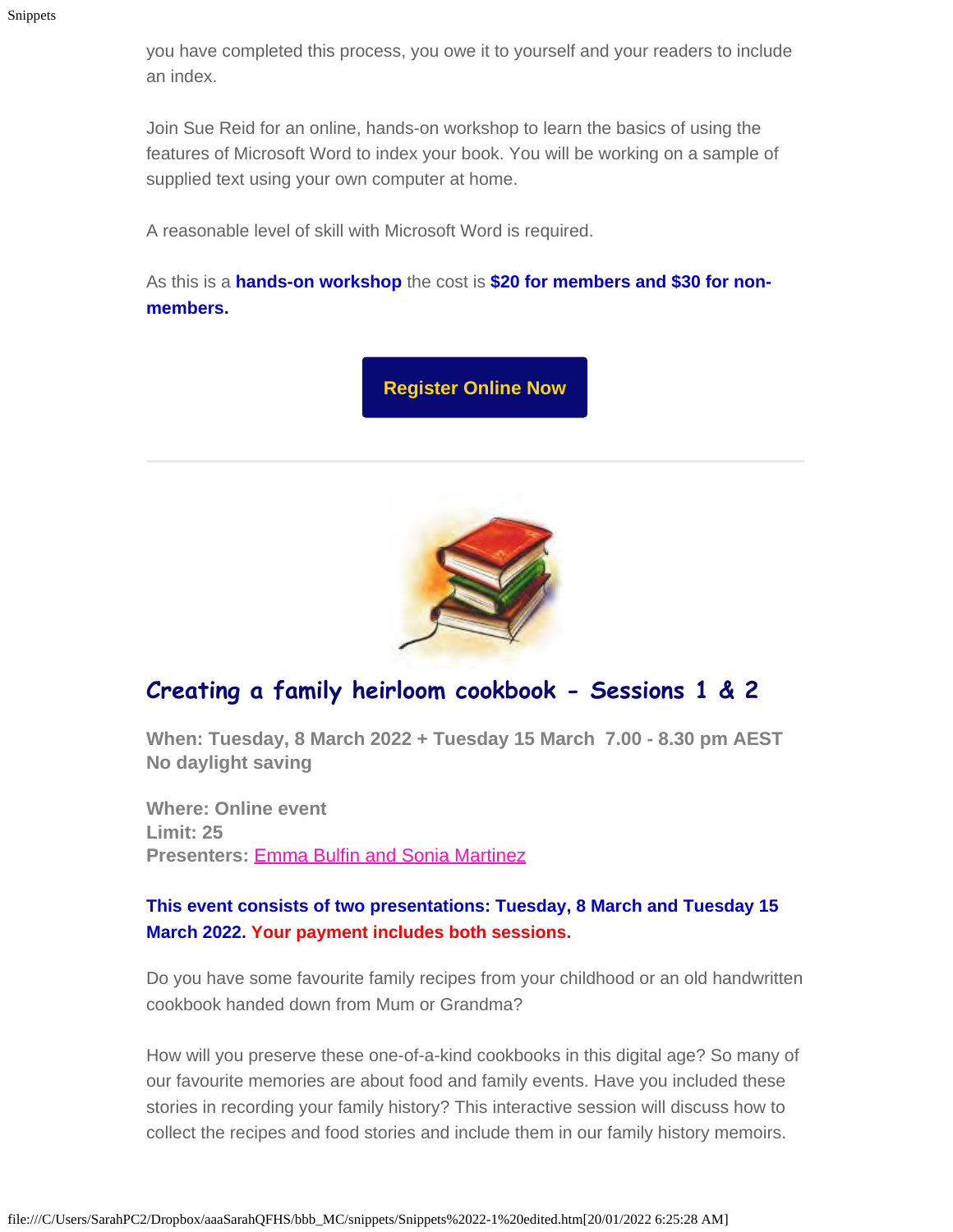you have completed this process, you owe it to yourself and your readers to include an index.

Join Sue Reid for an online, hands-on workshop to learn the basics of using the features of Microsoft Word to index your book. You will be working on a sample of supplied text using your own computer at home.

A reasonable level of skill with Microsoft Word is required.

As this is a **hands-on workshop** the cost is **$20 for members and $30 for non-members.**

**Register Online Now**

---

## Creating a family heirloom cookbook - Sessions 1 & 2

**When: Tuesday, 8 March 2022 + Tuesday 15 March 7.00 - 8.30 pm AEST No daylight saving**

**Where: Online event**
**Limit: 25**
**Presenters:** Emma Bulfin and Sonia Martinez

**This event consists of two presentations: Tuesday, 8 March and Tuesday 15 March 2022. Your payment includes both sessions.**

Do you have some favourite family recipes from your childhood or an old handwritten cookbook handed down from Mum or Grandma?

How will you preserve these one-of-a-kind cookbooks in this digital age? So many of our favourite memories are about food and family events. Have you included these stories in recording your family history? This interactive session will discuss how to collect the recipes and food stories and include them in our family history memoirs.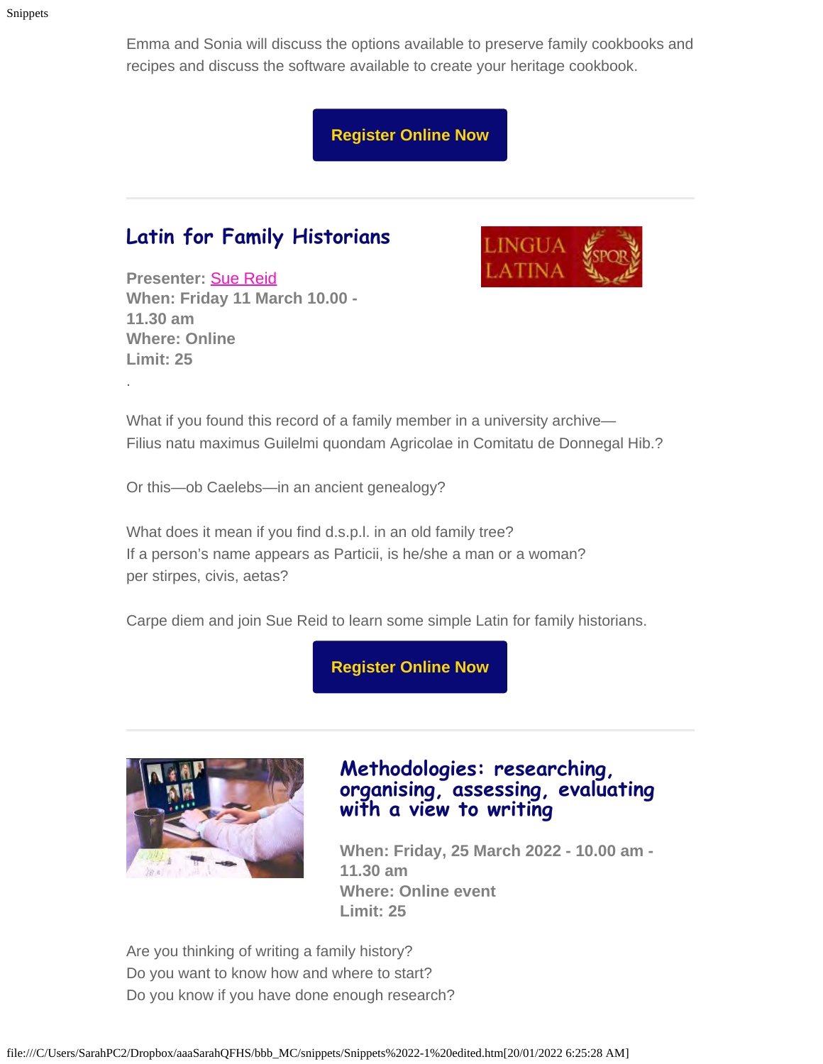Emma and Sonia will discuss the options available to preserve family cookbooks and recipes and discuss the software available to create your heritage cookbook.

Register Online Now

---

## Latin for Family Historians

**Presenter:** Sue Reid
**When: Friday 11 March 10.00 - 11.30 am**
**Where: Online**
**Limit: 25**

.

What if you found this record of a family member in a university archive—
Filius natu maximus Guilelmi quondam Agricolae in Comitatu de Donnegal Hib.?

Or this—ob Caelebs—in an ancient genealogy?

What does it mean if you find d.s.p.l. in an old family tree?
If a person's name appears as Particii, is he/she a man or a woman?
per stirpes, civis, aetas?

Carpe diem and join Sue Reid to learn some simple Latin for family historians.

Register Online Now

---

## Methodologies: researching, organising, assessing, evaluating with a view to writing

**When: Friday, 25 March 2022 - 10.00 am - 11.30 am**
**Where: Online event**
**Limit: 25**

Are you thinking of writing a family history?
Do you want to know how and where to start?
Do you know if you have done enough research?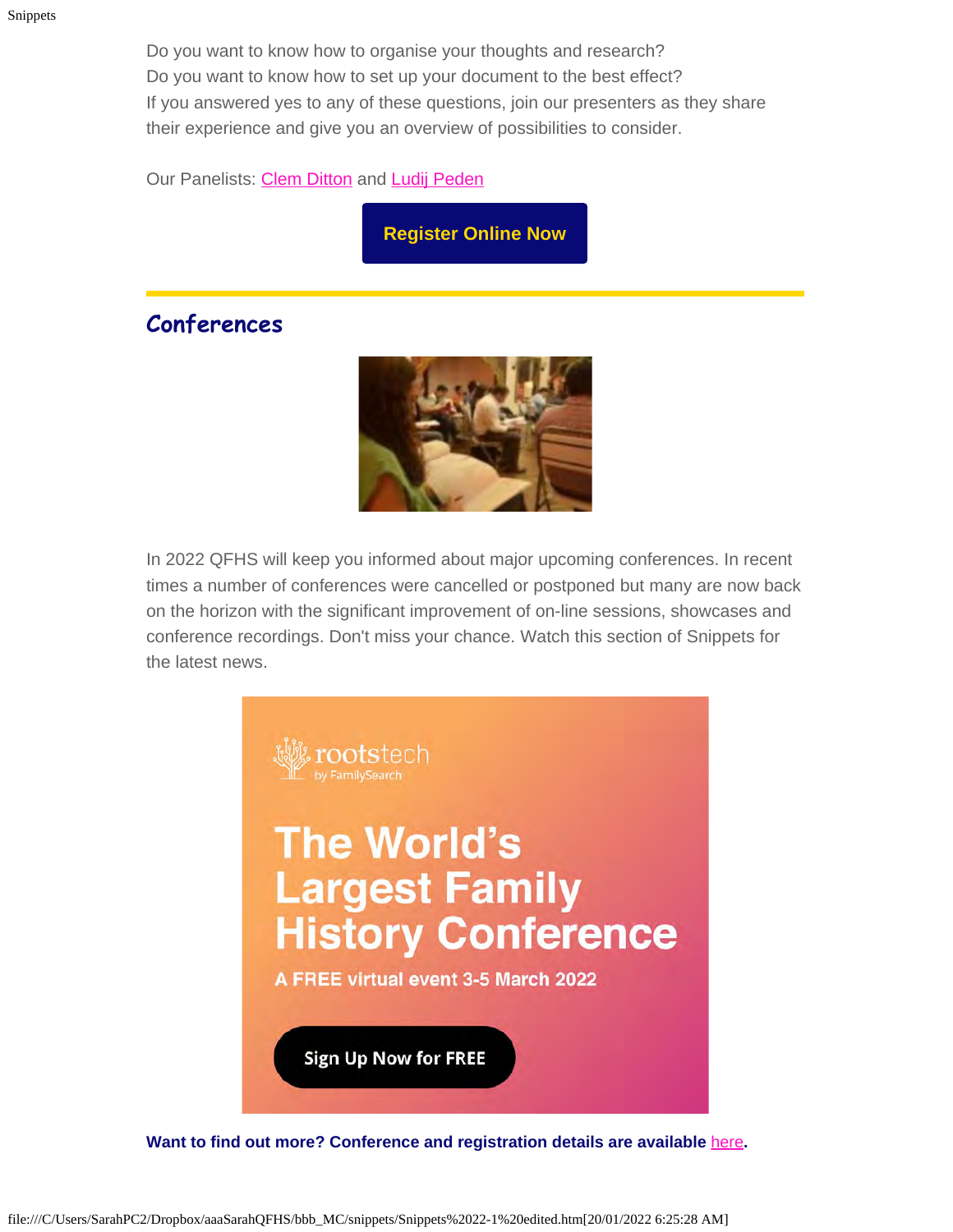Do you want to know how to organise your thoughts and research?
Do you want to know how to set up your document to the best effect?
If you answered yes to any of these questions, join our presenters as they share their experience and give you an overview of possibilities to consider.

Our Panelists: Clem Ditton and Ludij Peden

**Register Online Now**

## Conferences

In 2022 QFHS will keep you informed about major upcoming conferences. In recent times a number of conferences were cancelled or postponed but many are now back on the horizon with the significant improvement of on-line sessions, showcases and conference recordings. Don't miss your chance. Watch this section of Snippets for the latest news.

rootstech by FamilySearch

**The World's Largest Family History Conference**

**A FREE virtual event 3-5 March 2022**

**Sign Up Now for FREE**

**Want to find out more? Conference and registration details are available here.**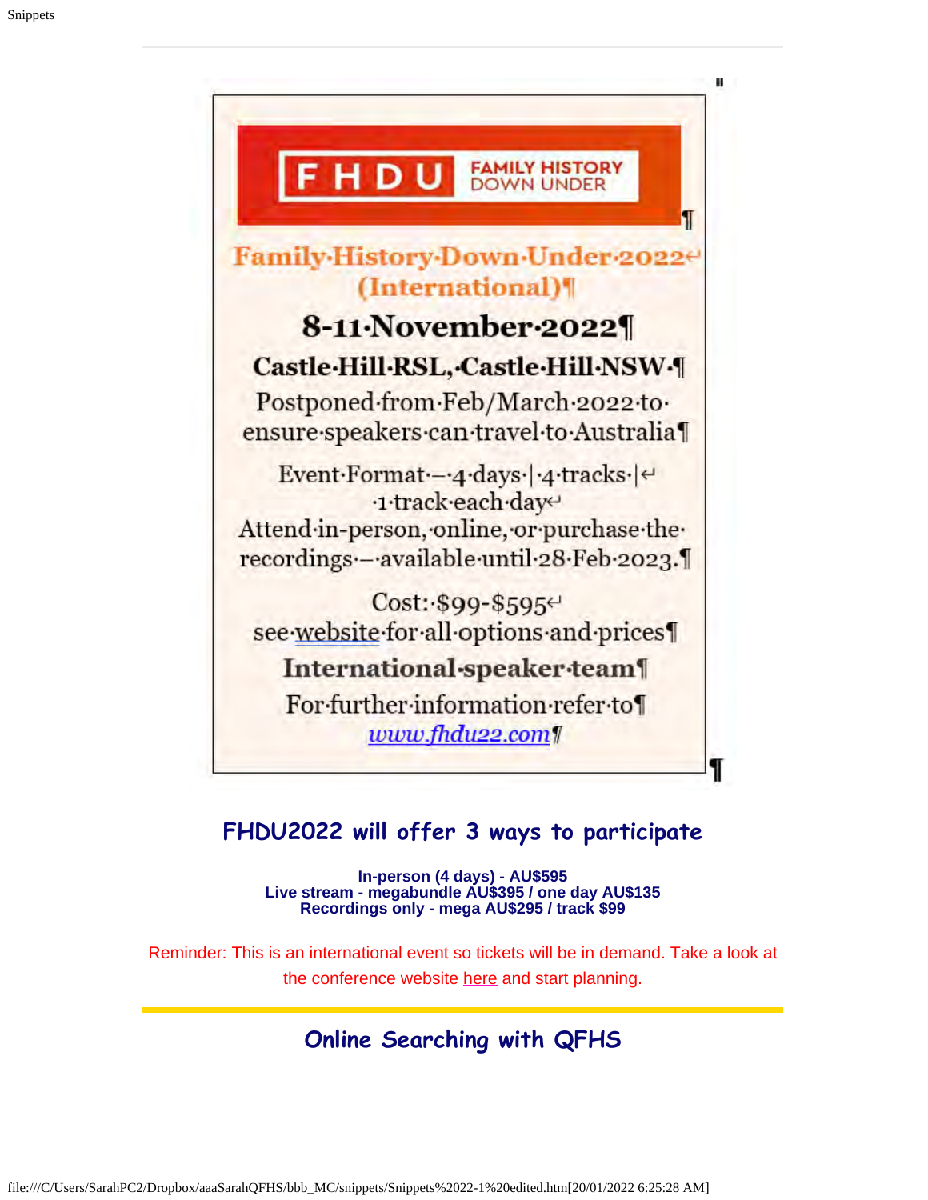FHDU | FAMILY HISTORY DOWN UNDER

**Family History Down Under 2022 (International)**

**8-11 November 2022**

**Castle Hill RSL, Castle Hill NSW**

Postponed from Feb/March 2022 to ensure speakers can travel to Australia

Event Format – 4 days | 4 tracks | 1 track each day

Attend in-person, online, or purchase the recordings – available until 28 Feb 2023.

Cost: $99-$595

see website for all options and prices

**International speaker team**

For further information refer to

*www.fhdu22.com*

## FHDU2022 will offer 3 ways to participate

**In-person (4 days) - AU$595**
**Live stream - megabundle AU$395 / one day AU$135**
**Recordings only - mega AU$295 / track $99**

Reminder: This is an international event so tickets will be in demand. Take a look at the conference website here and start planning.

## Online Searching with QFHS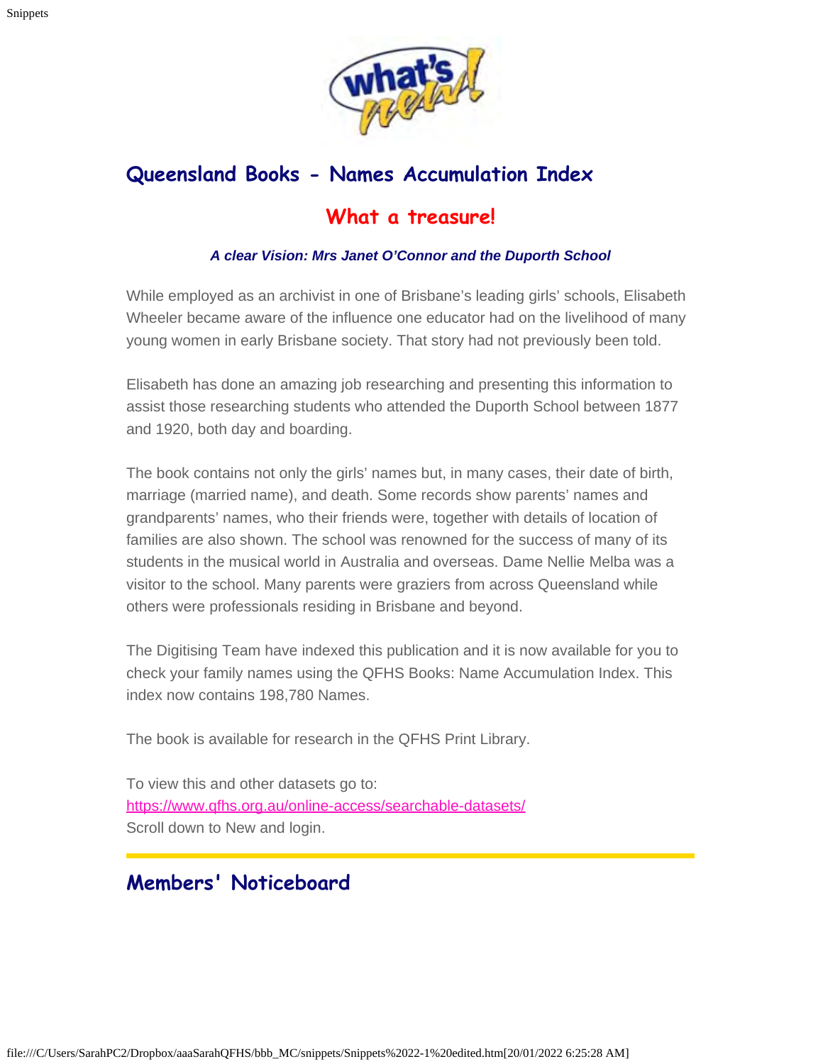## Queensland Books - Names Accumulation Index

### What a treasure!

***A clear Vision: Mrs Janet O'Connor and the Duporth School***

While employed as an archivist in one of Brisbane's leading girls' schools, Elisabeth Wheeler became aware of the influence one educator had on the livelihood of many young women in early Brisbane society. That story had not previously been told.

Elisabeth has done an amazing job researching and presenting this information to assist those researching students who attended the Duporth School between 1877 and 1920, both day and boarding.

The book contains not only the girls' names but, in many cases, their date of birth, marriage (married name), and death. Some records show parents' names and grandparents' names, who their friends were, together with details of location of families are also shown. The school was renowned for the success of many of its students in the musical world in Australia and overseas. Dame Nellie Melba was a visitor to the school. Many parents were graziers from across Queensland while others were professionals residing in Brisbane and beyond.

The Digitising Team have indexed this publication and it is now available for you to check your family names using the QFHS Books: Name Accumulation Index. This index now contains 198,780 Names.

The book is available for research in the QFHS Print Library.

To view this and other datasets go to:
https://www.qfhs.org.au/online-access/searchable-datasets/
Scroll down to New and login.

---

## Members' Noticeboard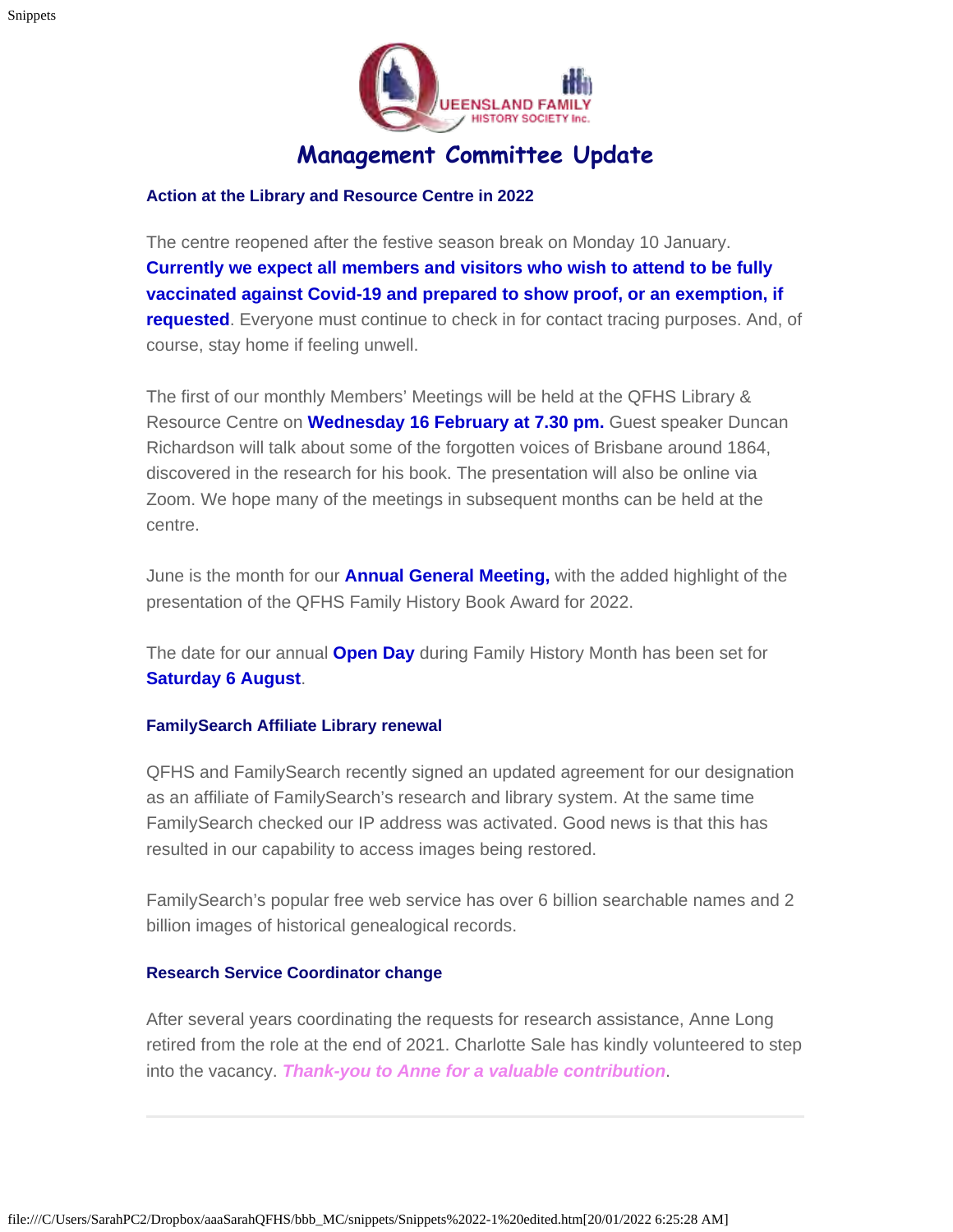# Management Committee Update

### Action at the Library and Resource Centre in 2022

The centre reopened after the festive season break on Monday 10 January. **Currently we expect all members and visitors who wish to attend to be fully vaccinated against Covid-19 and prepared to show proof, or an exemption, if requested**. Everyone must continue to check in for contact tracing purposes. And, of course, stay home if feeling unwell.

The first of our monthly Members' Meetings will be held at the QFHS Library & Resource Centre on **Wednesday 16 February at 7.30 pm.** Guest speaker Duncan Richardson will talk about some of the forgotten voices of Brisbane around 1864, discovered in the research for his book. The presentation will also be online via Zoom. We hope many of the meetings in subsequent months can be held at the centre.

June is the month for our **Annual General Meeting,** with the added highlight of the presentation of the QFHS Family History Book Award for 2022.

The date for our annual **Open Day** during Family History Month has been set for **Saturday 6 August**.

### FamilySearch Affiliate Library renewal

QFHS and FamilySearch recently signed an updated agreement for our designation as an affiliate of FamilySearch's research and library system. At the same time FamilySearch checked our IP address was activated. Good news is that this has resulted in our capability to access images being restored.

FamilySearch's popular free web service has over 6 billion searchable names and 2 billion images of historical genealogical records.

### Research Service Coordinator change

After several years coordinating the requests for research assistance, Anne Long retired from the role at the end of 2021. Charlotte Sale has kindly volunteered to step into the vacancy. ***Thank-you to Anne for a valuable contribution***.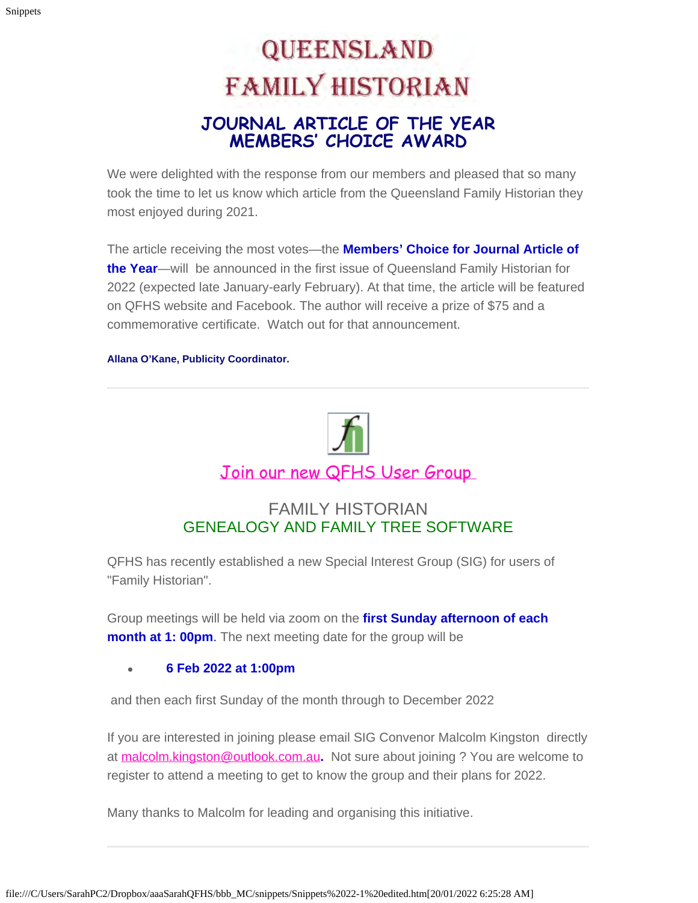# QUEENSLAND FAMILY HISTORIAN

## JOURNAL ARTICLE OF THE YEAR MEMBERS' CHOICE AWARD

We were delighted with the response from our members and pleased that so many took the time to let us know which article from the Queensland Family Historian they most enjoyed during 2021.

The article receiving the most votes—the **Members' Choice for Journal Article of the Year**—will be announced in the first issue of Queensland Family Historian for 2022 (expected late January-early February). At that time, the article will be featured on QFHS website and Facebook. The author will receive a prize of $75 and a commemorative certificate. Watch out for that announcement.

**Allana O'Kane, Publicity Coordinator.**

---

## Join our new QFHS User Group

### FAMILY HISTORIAN
### GENEALOGY AND FAMILY TREE SOFTWARE

QFHS has recently established a new Special Interest Group (SIG) for users of "Family Historian".

Group meetings will be held via zoom on the **first Sunday afternoon of each month at 1: 00pm**. The next meeting date for the group will be

- **6 Feb 2022 at 1:00pm**

and then each first Sunday of the month through to December 2022

If you are interested in joining please email SIG Convenor Malcolm Kingston directly at malcolm.kingston@outlook.com.au**.** Not sure about joining ? You are welcome to register to attend a meeting to get to know the group and their plans for 2022.

Many thanks to Malcolm for leading and organising this initiative.

---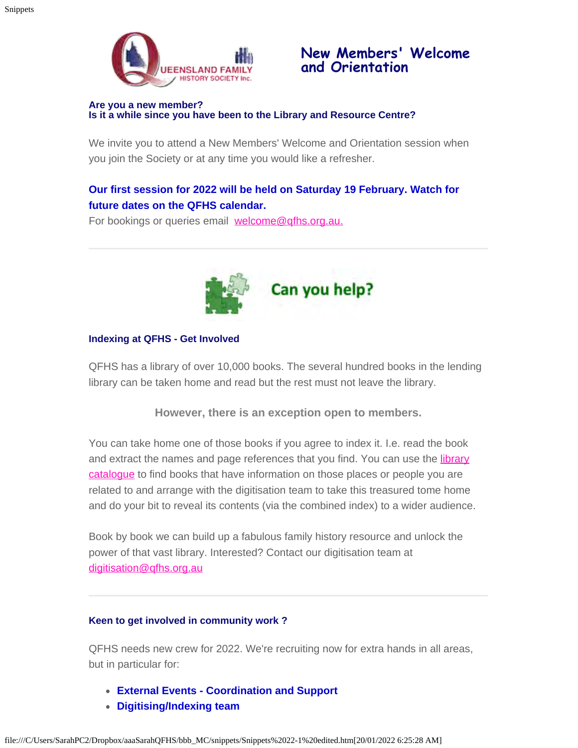## New Members' Welcome and Orientation

**Are you a new member?**
**Is it a while since you have been to the Library and Resource Centre?**

We invite you to attend a New Members' Welcome and Orientation session when you join the Society or at any time you would like a refresher.

**Our first session for 2022 will be held on Saturday 19 February. Watch for future dates on the QFHS calendar.**

For bookings or queries email welcome@qfhs.org.au.

---

## Can you help?

### Indexing at QFHS - Get Involved

QFHS has a library of over 10,000 books. The several hundred books in the lending library can be taken home and read but the rest must not leave the library.

**However, there is an exception open to members.**

You can take home one of those books if you agree to index it. I.e. read the book and extract the names and page references that you find. You can use the library catalogue to find books that have information on those places or people you are related to and arrange with the digitisation team to take this treasured tome home and do your bit to reveal its contents (via the combined index) to a wider audience.

Book by book we can build up a fabulous family history resource and unlock the power of that vast library. Interested? Contact our digitisation team at digitisation@qfhs.org.au

---

### Keen to get involved in community work ?

QFHS needs new crew for 2022. We're recruiting now for extra hands in all areas, but in particular for:

- **External Events - Coordination and Support**
- **Digitising/Indexing team**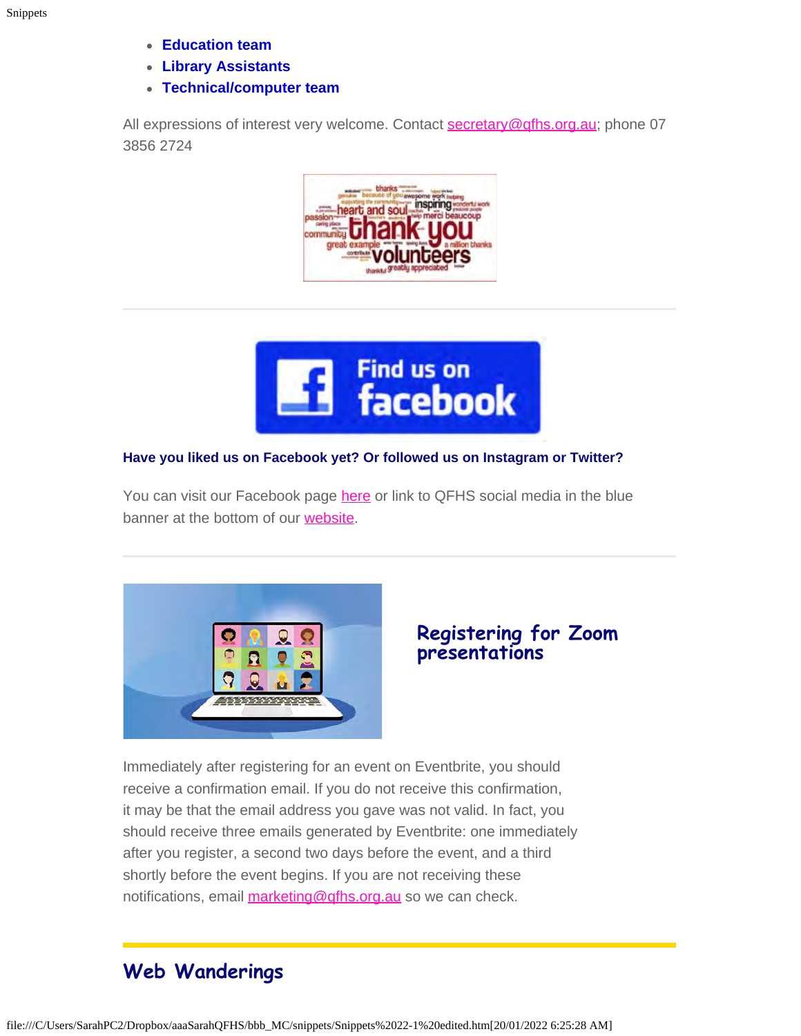- **Education team**
- **Library Assistants**
- **Technical/computer team**

All expressions of interest very welcome. Contact secretary@qfhs.org.au; phone 07 3856 2724

**Have you liked us on Facebook yet? Or followed us on Instagram or Twitter?**

You can visit our Facebook page here or link to QFHS social media in the blue banner at the bottom of our website.

## Registering for Zoom presentations

Immediately after registering for an event on Eventbrite, you should receive a confirmation email. If you do not receive this confirmation, it may be that the email address you gave was not valid. In fact, you should receive three emails generated by Eventbrite: one immediately after you register, a second two days before the event, and a third shortly before the event begins. If you are not receiving these notifications, email marketing@qfhs.org.au so we can check.

## Web Wanderings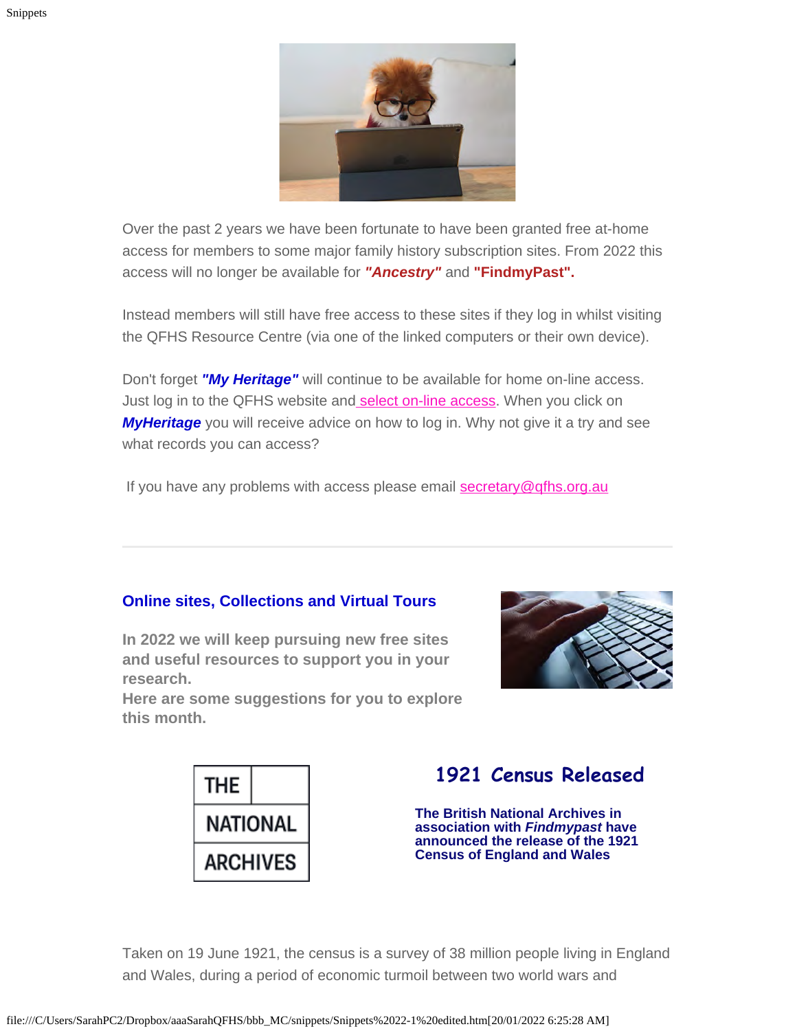Over the past 2 years we have been fortunate to have been granted free at-home access for members to some major family history subscription sites. From 2022 this access will no longer be available for ***"Ancestry"*** and **"FindmyPast".**

Instead members will still have free access to these sites if they log in whilst visiting the QFHS Resource Centre (via one of the linked computers or their own device).

Don't forget ***"My Heritage"*** will continue to be available for home on-line access. Just log in to the QFHS website and select on-line access. When you click on ***MyHeritage*** you will receive advice on how to log in. Why not give it a try and see what records you can access?

If you have any problems with access please email secretary@qfhs.org.au

---

## Online sites, Collections and Virtual Tours

**In 2022 we will keep pursuing new free sites and useful resources to support you in your research.**
**Here are some suggestions for you to explore this month.**

THE NATIONAL ARCHIVES

## 1921 Census Released

**The British National Archives in association with *Findmypast* have announced the release of the 1921 Census of England and Wales**

Taken on 19 June 1921, the census is a survey of 38 million people living in England and Wales, during a period of economic turmoil between two world wars and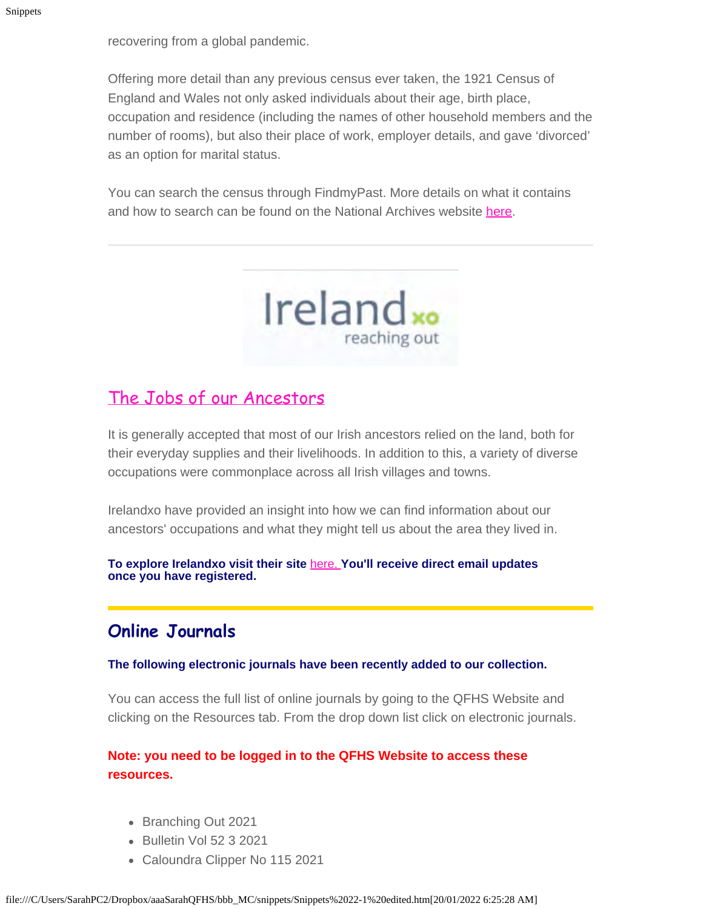recovering from a global pandemic.

Offering more detail than any previous census ever taken, the 1921 Census of England and Wales not only asked individuals about their age, birth place, occupation and residence (including the names of other household members and the number of rooms), but also their place of work, employer details, and gave 'divorced' as an option for marital status.

You can search the census through FindmyPast. More details on what it contains and how to search can be found on the National Archives website here.

---

Ireland xo reaching out

## The Jobs of our Ancestors

It is generally accepted that most of our Irish ancestors relied on the land, both for their everyday supplies and their livelihoods. In addition to this, a variety of diverse occupations were commonplace across all Irish villages and towns.

Irelandxo have provided an insight into how we can find information about our ancestors' occupations and what they might tell us about the area they lived in.

**To explore Irelandxo visit their site here. You'll receive direct email updates once you have registered.**

---

## Online Journals

**The following electronic journals have been recently added to our collection.**

You can access the full list of online journals by going to the QFHS Website and clicking on the Resources tab. From the drop down list click on electronic journals.

**Note: you need to be logged in to the QFHS Website to access these resources.**

- Branching Out 2021
- Bulletin Vol 52 3 2021
- Caloundra Clipper No 115 2021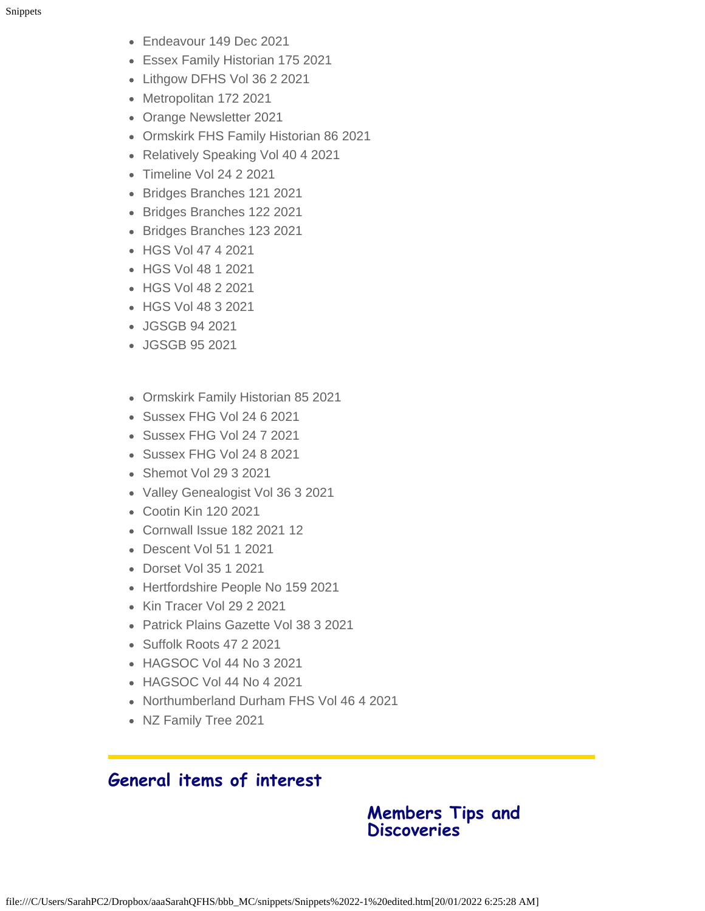- Endeavour 149 Dec 2021
- Essex Family Historian 175 2021
- Lithgow DFHS Vol 36 2 2021
- Metropolitan 172 2021
- Orange Newsletter 2021
- Ormskirk FHS Family Historian 86 2021
- Relatively Speaking Vol 40 4 2021
- Timeline Vol 24 2 2021
- Bridges Branches 121 2021
- Bridges Branches 122 2021
- Bridges Branches 123 2021
- HGS Vol 47 4 2021
- HGS Vol 48 1 2021
- HGS Vol 48 2 2021
- HGS Vol 48 3 2021
- JGSGB 94 2021
- JGSGB 95 2021

- Ormskirk Family Historian 85 2021
- Sussex FHG Vol 24 6 2021
- Sussex FHG Vol 24 7 2021
- Sussex FHG Vol 24 8 2021
- Shemot Vol 29 3 2021
- Valley Genealogist Vol 36 3 2021
- Cootin Kin 120 2021
- Cornwall Issue 182 2021 12
- Descent Vol 51 1 2021
- Dorset Vol 35 1 2021
- Hertfordshire People No 159 2021
- Kin Tracer Vol 29 2 2021
- Patrick Plains Gazette Vol 38 3 2021
- Suffolk Roots 47 2 2021
- HAGSOC Vol 44 No 3 2021
- HAGSOC Vol 44 No 4 2021
- Northumberland Durham FHS Vol 46 4 2021
- NZ Family Tree 2021

---

## General items of interest

### Members Tips and Discoveries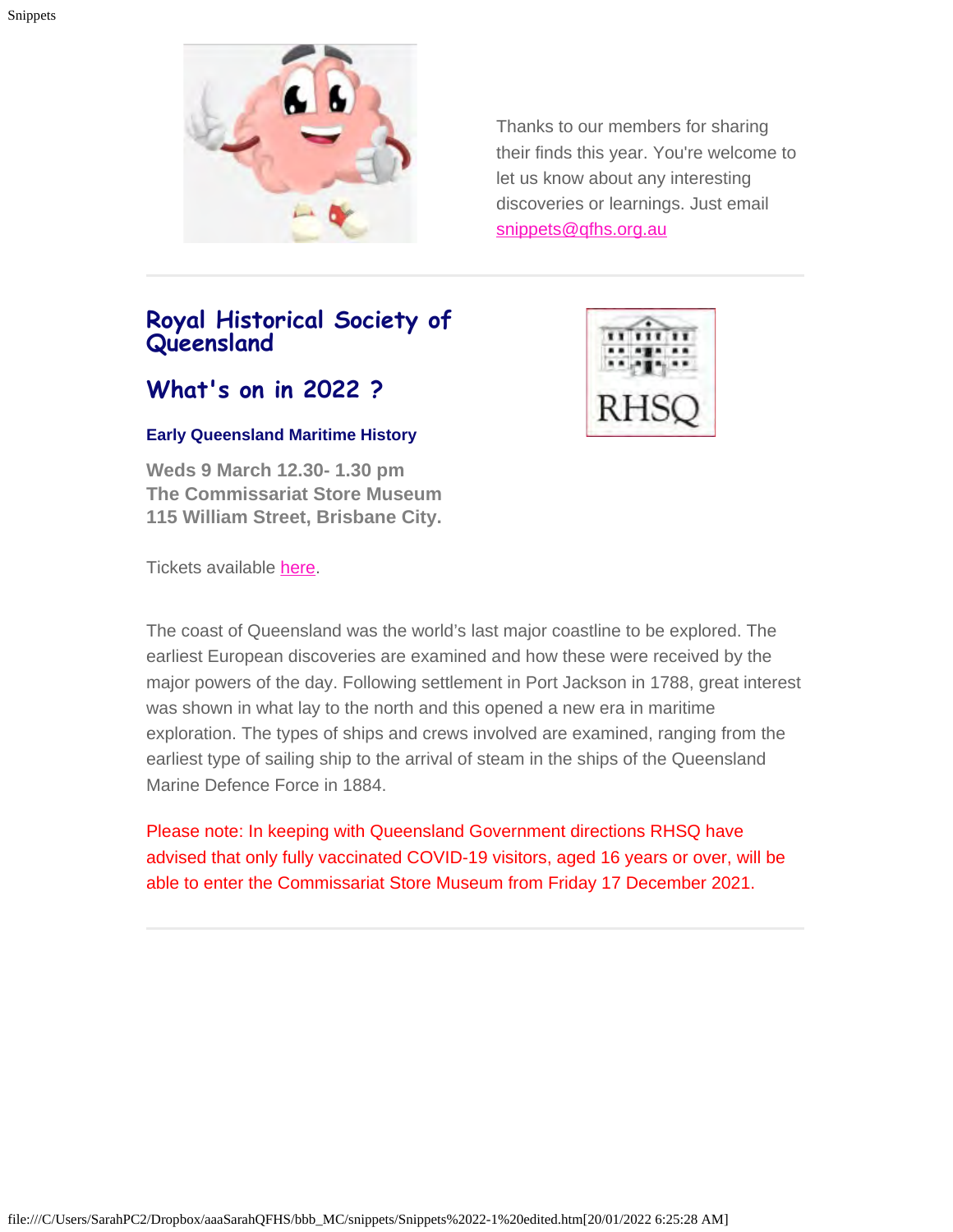Thanks to our members for sharing their finds this year. You're welcome to let us know about any interesting discoveries or learnings. Just email snippets@qfhs.org.au

---

## Royal Historical Society of Queensland

## What's on in 2022 ?

**Early Queensland Maritime History**

**Weds 9 March 12.30- 1.30 pm**
**The Commissariat Store Museum**
**115 William Street, Brisbane City.**

Tickets available here.

The coast of Queensland was the world's last major coastline to be explored. The earliest European discoveries are examined and how these were received by the major powers of the day. Following settlement in Port Jackson in 1788, great interest was shown in what lay to the north and this opened a new era in maritime exploration. The types of ships and crews involved are examined, ranging from the earliest type of sailing ship to the arrival of steam in the ships of the Queensland Marine Defence Force in 1884.

Please note: In keeping with Queensland Government directions RHSQ have advised that only fully vaccinated COVID-19 visitors, aged 16 years or over, will be able to enter the Commissariat Store Museum from Friday 17 December 2021.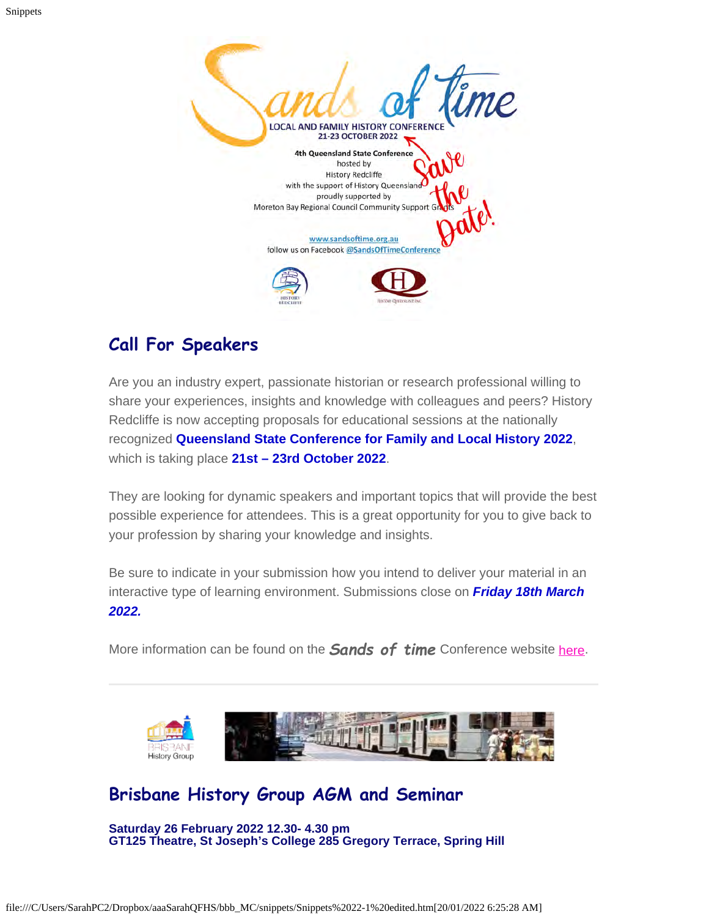Sands of time

LOCAL AND FAMILY HISTORY CONFERENCE
21-23 OCTOBER 2022

4th Queensland State Conference
hosted by
History Redcliffe
with the support of History Queensland
proudly supported by
Moreton Bay Regional Council Community Support Grants

Save the Date!

www.sandsoftime.org.au
follow us on Facebook @SandsOfTimeConference

## Call For Speakers

Are you an industry expert, passionate historian or research professional willing to share your experiences, insights and knowledge with colleagues and peers? History Redcliffe is now accepting proposals for educational sessions at the nationally recognized **Queensland State Conference for Family and Local History 2022**, which is taking place **21st – 23rd October 2022**.

They are looking for dynamic speakers and important topics that will provide the best possible experience for attendees. This is a great opportunity for you to give back to your profession by sharing your knowledge and insights.

Be sure to indicate in your submission how you intend to deliver your material in an interactive type of learning environment. Submissions close on ***Friday 18th March 2022.***

More information can be found on the ***Sands of time*** Conference website here.

---

Brisbane History Group

## Brisbane History Group AGM and Seminar

**Saturday 26 February 2022 12.30- 4.30 pm**
**GT125 Theatre, St Joseph's College 285 Gregory Terrace, Spring Hill**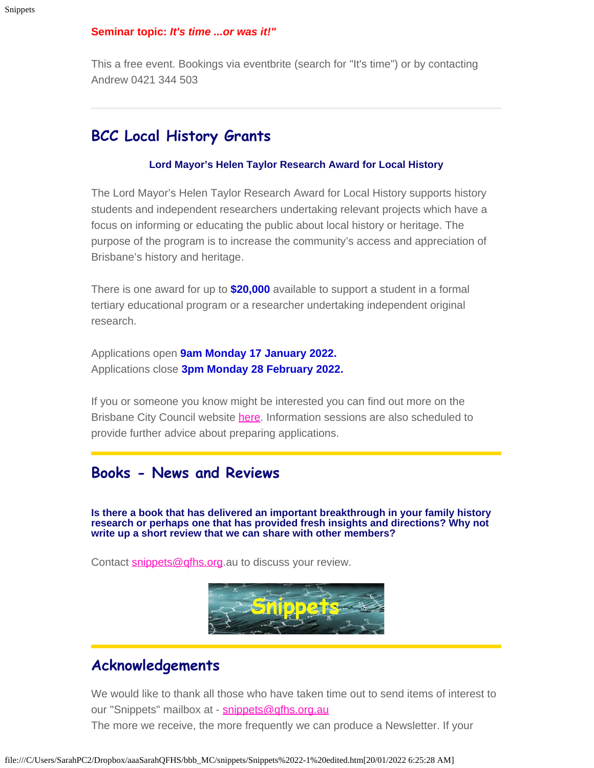**Seminar topic: *It's time ...or was it!"***

This a free event. Bookings via eventbrite (search for "It's time") or by contacting Andrew 0421 344 503

---

## BCC Local History Grants

**Lord Mayor's Helen Taylor Research Award for Local History**

The Lord Mayor's Helen Taylor Research Award for Local History supports history students and independent researchers undertaking relevant projects which have a focus on informing or educating the public about local history or heritage. The purpose of the program is to increase the community's access and appreciation of Brisbane's history and heritage.

There is one award for up to **$20,000** available to support a student in a formal tertiary educational program or a researcher undertaking independent original research.

Applications open **9am Monday 17 January 2022.**
Applications close **3pm Monday 28 February 2022.**

If you or someone you know might be interested you can find out more on the Brisbane City Council website here. Information sessions are also scheduled to provide further advice about preparing applications.

---

## Books - News and Reviews

**Is there a book that has delivered an important breakthrough in your family history research or perhaps one that has provided fresh insights and directions? Why not write up a short review that we can share with other members?**

Contact snippets@qfhs.org.au to discuss your review.

---

## Acknowledgements

We would like to thank all those who have taken time out to send items of interest to our "Snippets" mailbox at - snippets@qfhs.org.au
The more we receive, the more frequently we can produce a Newsletter. If your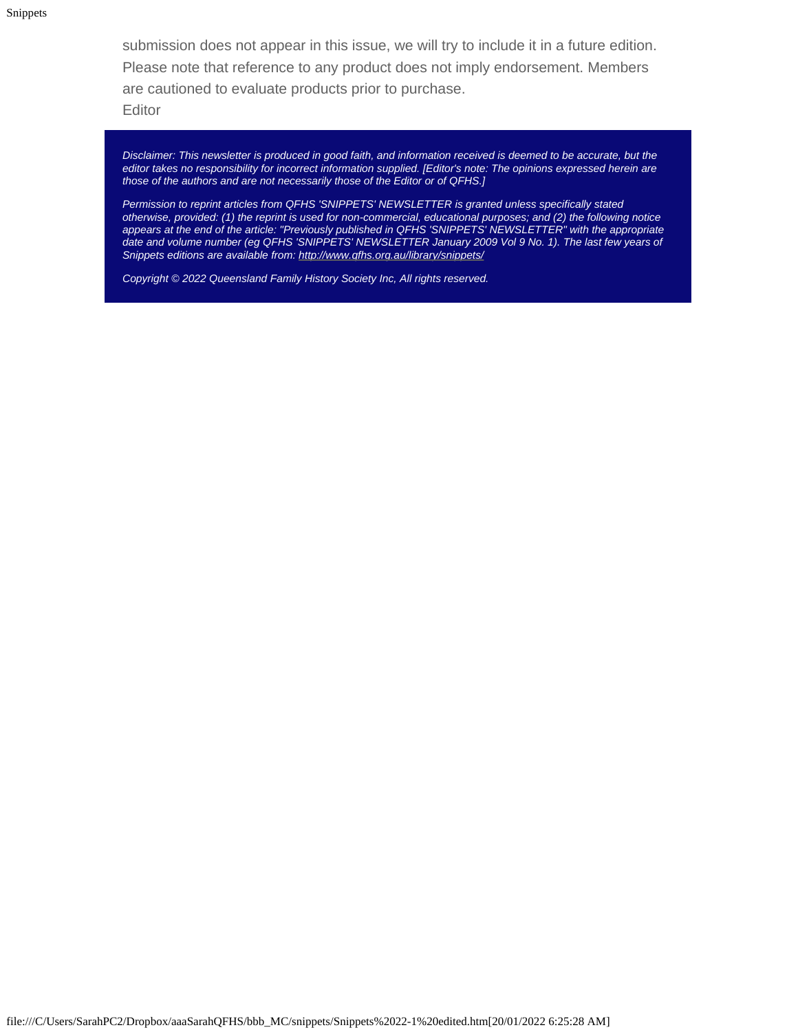submission does not appear in this issue, we will try to include it in a future edition. Please note that reference to any product does not imply endorsement. Members are cautioned to evaluate products prior to purchase.

Editor

*Disclaimer: This newsletter is produced in good faith, and information received is deemed to be accurate, but the editor takes no responsibility for incorrect information supplied. [Editor's note: The opinions expressed herein are those of the authors and are not necessarily those of the Editor or of QFHS.]*

*Permission to reprint articles from QFHS 'SNIPPETS' NEWSLETTER is granted unless specifically stated otherwise, provided: (1) the reprint is used for non-commercial, educational purposes; and (2) the following notice appears at the end of the article: "Previously published in QFHS 'SNIPPETS' NEWSLETTER" with the appropriate date and volume number (eg QFHS 'SNIPPETS' NEWSLETTER January 2009 Vol 9 No. 1). The last few years of Snippets editions are available from: http://www.qfhs.org.au/library/snippets/*

*Copyright © 2022 Queensland Family History Society Inc, All rights reserved.*